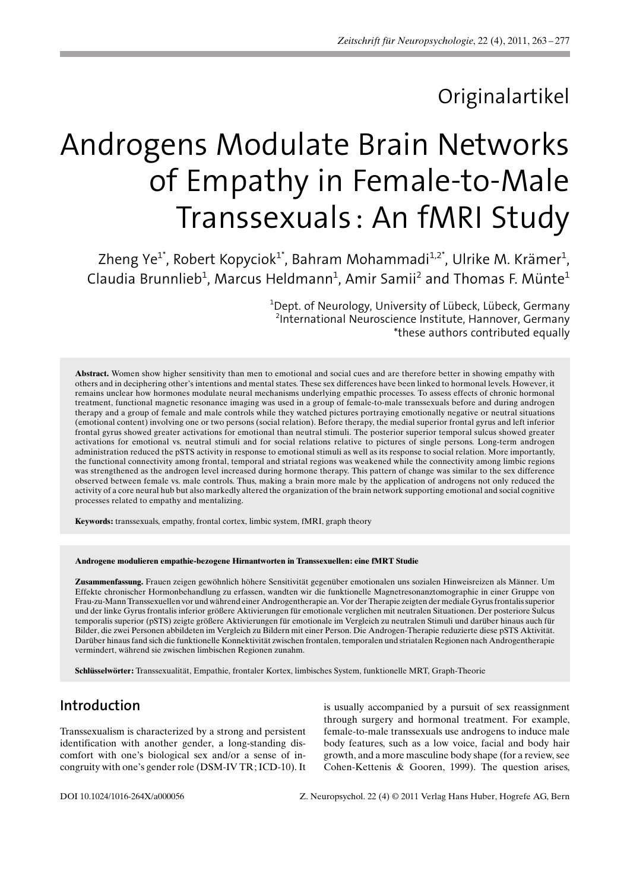Originalartikel

# Androgens Modulate Brain Networks of Empathy in Female-to-Male Transsexuals: An fMRI Study

Zheng Ye[1*], Robert Kopyciok[1*], Bahram Mohammadi[1,2*], Ulrike M. Krämer[1], Claudia Brunnlieb[1], Marcus Heldmann[1], Amir Samii[2] and Thomas F. Münte[1]

[1]Dept. of Neurology, University of Lübeck, Lübeck, Germany
[2]International Neuroscience Institute, Hannover, Germany
*these authors contributed equally

**Abstract.** Women show higher sensitivity than men to emotional and social cues and are therefore better in showing empathy with others and in deciphering other's intentions and mental states. These sex differences have been linked to hormonal levels. However, it remains unclear how hormones modulate neural mechanisms underlying empathic processes. To assess effects of chronic hormonal treatment, functional magnetic resonance imaging was used in a group of female-to-male transsexuals before and during androgen therapy and a group of female and male controls while they watched pictures portraying emotionally negative or neutral situations (emotional content) involving one or two persons (social relation). Before therapy, the medial superior frontal gyrus and left inferior frontal gyrus showed greater activations for emotional than neutral stimuli. The posterior superior temporal sulcus showed greater activations for emotional vs. neutral stimuli and for social relations relative to pictures of single persons. Long-term androgen administration reduced the pSTS activity in response to emotional stimuli as well as its response to social relation. More importantly, the functional connectivity among frontal, temporal and striatal regions was weakened while the connectivity among limbic regions was strengthened as the androgen level increased during hormone therapy. This pattern of change was similar to the sex difference observed between female vs. male controls. Thus, making a brain more male by the application of androgens not only reduced the activity of a core neural hub but also markedly altered the organization of the brain network supporting emotional and social cognitive processes related to empathy and mentalizing.

**Keywords:** transsexuals, empathy, frontal cortex, limbic system, fMRI, graph theory

**Androgene modulieren empathie-bezogene Hirnantworten in Transsexuellen: eine fMRT Studie**

**Zusammenfassung.** Frauen zeigen gewöhnlich höhere Sensitivität gegenüber emotionalen uns sozialen Hinweisreizen als Männer. Um Effekte chronischer Hormonbehandlung zu erfassen, wandten wir die funktionelle Magnetresonanztomographie in einer Gruppe von Frau-zu-Mann Transsexuellen vor und während einer Androgentherapie an. Vor der Therapie zeigten der mediale Gyrus frontalis superior und der linke Gyrus frontalis inferior größere Aktivierungen für emotionale verglichen mit neutralen Situationen. Der posteriore Sulcus temporalis superior (pSTS) zeigte größere Aktivierungen für emotionale im Vergleich zu neutralen Stimuli und darüber hinaus auch für Bilder, die zwei Personen abbildeten im Vergleich zu Bildern mit einer Person. Die Androgen-Therapie reduzierte diese pSTS Aktivität. Darüber hinaus fand sich die funktionelle Konnektivität zwischen frontalen, temporalen und striatalen Regionen nach Androgentherapie vermindert, während sie zwischen limbischen Regionen zunahm.

**Schlüsselwörter:** Transsexualität, Empathie, frontaler Kortex, limbisches System, funktionelle MRT, Graph-Theorie

## Introduction

Transsexualism is characterized by a strong and persistent identification with another gender, a long-standing discomfort with one's biological sex and/or a sense of incongruity with one's gender role (DSM-IV TR; ICD-10). It is usually accompanied by a pursuit of sex reassignment through surgery and hormonal treatment. For example, female-to-male transsexuals use androgens to induce male body features, such as a low voice, facial and body hair growth, and a more masculine body shape (for a review, see Cohen-Kettenis & Gooren, 1999). The question arises,

DOI 10.1024/1016-264X/a000056 Z. Neuropsychol. 22 (4) © 2011 Verlag Hans Huber, Hogrefe AG, Bern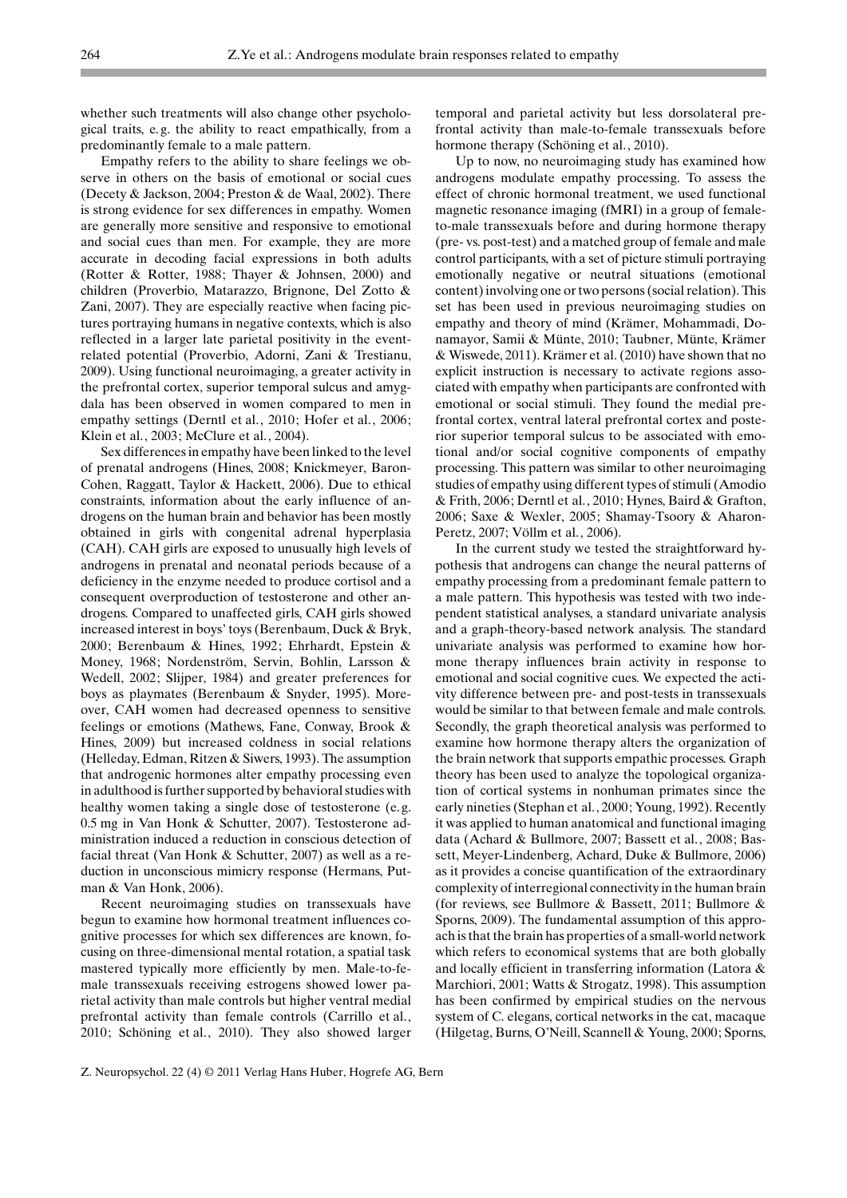whether such treatments will also change other psychological traits, e.g. the ability to react empathically, from a predominantly female to a male pattern.

Empathy refers to the ability to share feelings we observe in others on the basis of emotional or social cues (Decety & Jackson, 2004; Preston & de Waal, 2002). There is strong evidence for sex differences in empathy. Women are generally more sensitive and responsive to emotional and social cues than men. For example, they are more accurate in decoding facial expressions in both adults (Rotter & Rotter, 1988; Thayer & Johnsen, 2000) and children (Proverbio, Matarazzo, Brignone, Del Zotto & Zani, 2007). They are especially reactive when facing pictures portraying humans in negative contexts, which is also reflected in a larger late parietal positivity in the event-related potential (Proverbio, Adorni, Zani & Trestianu, 2009). Using functional neuroimaging, a greater activity in the prefrontal cortex, superior temporal sulcus and amygdala has been observed in women compared to men in empathy settings (Derntl et al., 2010; Hofer et al., 2006; Klein et al., 2003; McClure et al., 2004).

Sex differences in empathy have been linked to the level of prenatal androgens (Hines, 2008; Knickmeyer, Baron-Cohen, Raggatt, Taylor & Hackett, 2006). Due to ethical constraints, information about the early influence of androgens on the human brain and behavior has been mostly obtained in girls with congenital adrenal hyperplasia (CAH). CAH girls are exposed to unusually high levels of androgens in prenatal and neonatal periods because of a deficiency in the enzyme needed to produce cortisol and a consequent overproduction of testosterone and other androgens. Compared to unaffected girls, CAH girls showed increased interest in boys' toys (Berenbaum, Duck & Bryk, 2000; Berenbaum & Hines, 1992; Ehrhardt, Epstein & Money, 1968; Nordenström, Servin, Bohlin, Larsson & Wedell, 2002; Slijper, 1984) and greater preferences for boys as playmates (Berenbaum & Snyder, 1995). Moreover, CAH women had decreased openness to sensitive feelings or emotions (Mathews, Fane, Conway, Brook & Hines, 2009) but increased coldness in social relations (Helleday, Edman, Ritzen & Siwers, 1993). The assumption that androgenic hormones alter empathy processing even in adulthood is further supported by behavioral studies with healthy women taking a single dose of testosterone (e.g. 0.5 mg in Van Honk & Schutter, 2007). Testosterone administration induced a reduction in conscious detection of facial threat (Van Honk & Schutter, 2007) as well as a reduction in unconscious mimicry response (Hermans, Putman & Van Honk, 2006).

Recent neuroimaging studies on transsexuals have begun to examine how hormonal treatment influences cognitive processes for which sex differences are known, focusing on three-dimensional mental rotation, a spatial task mastered typically more efficiently by men. Male-to-female transsexuals receiving estrogens showed lower parietal activity than male controls but higher ventral medial prefrontal activity than female controls (Carrillo et al., 2010; Schöning et al., 2010). They also showed larger temporal and parietal activity but less dorsolateral prefrontal activity than male-to-female transsexuals before hormone therapy (Schöning et al., 2010).

Up to now, no neuroimaging study has examined how androgens modulate empathy processing. To assess the effect of chronic hormonal treatment, we used functional magnetic resonance imaging (fMRI) in a group of female-to-male transsexuals before and during hormone therapy (pre- vs. post-test) and a matched group of female and male control participants, with a set of picture stimuli portraying emotionally negative or neutral situations (emotional content) involving one or two persons (social relation). This set has been used in previous neuroimaging studies on empathy and theory of mind (Krämer, Mohammadi, Donamayor, Samii & Münte, 2010; Taubner, Münte, Krämer & Wiswede, 2011). Krämer et al. (2010) have shown that no explicit instruction is necessary to activate regions associated with empathy when participants are confronted with emotional or social stimuli. They found the medial prefrontal cortex, ventral lateral prefrontal cortex and posterior superior temporal sulcus to be associated with emotional and/or social cognitive components of empathy processing. This pattern was similar to other neuroimaging studies of empathy using different types of stimuli (Amodio & Frith, 2006; Derntl et al., 2010; Hynes, Baird & Grafton, 2006; Saxe & Wexler, 2005; Shamay-Tsoory & Aharon-Peretz, 2007; Völlm et al., 2006).

In the current study we tested the straightforward hypothesis that androgens can change the neural patterns of empathy processing from a predominant female pattern to a male pattern. This hypothesis was tested with two independent statistical analyses, a standard univariate analysis and a graph-theory-based network analysis. The standard univariate analysis was performed to examine how hormone therapy influences brain activity in response to emotional and social cognitive cues. We expected the activity difference between pre- and post-tests in transsexuals would be similar to that between female and male controls. Secondly, the graph theoretical analysis was performed to examine how hormone therapy alters the organization of the brain network that supports empathic processes. Graph theory has been used to analyze the topological organization of cortical systems in nonhuman primates since the early nineties (Stephan et al., 2000; Young, 1992). Recently it was applied to human anatomical and functional imaging data (Achard & Bullmore, 2007; Bassett et al., 2008; Bassett, Meyer-Lindenberg, Achard, Duke & Bullmore, 2006) as it provides a concise quantification of the extraordinary complexity of interregional connectivity in the human brain (for reviews, see Bullmore & Bassett, 2011; Bullmore & Sporns, 2009). The fundamental assumption of this approach is that the brain has properties of a small-world network which refers to economical systems that are both globally and locally efficient in transferring information (Latora & Marchiori, 2001; Watts & Strogatz, 1998). This assumption has been confirmed by empirical studies on the nervous system of C. elegans, cortical networks in the cat, macaque (Hilgetag, Burns, O'Neill, Scannell & Young, 2000; Sporns,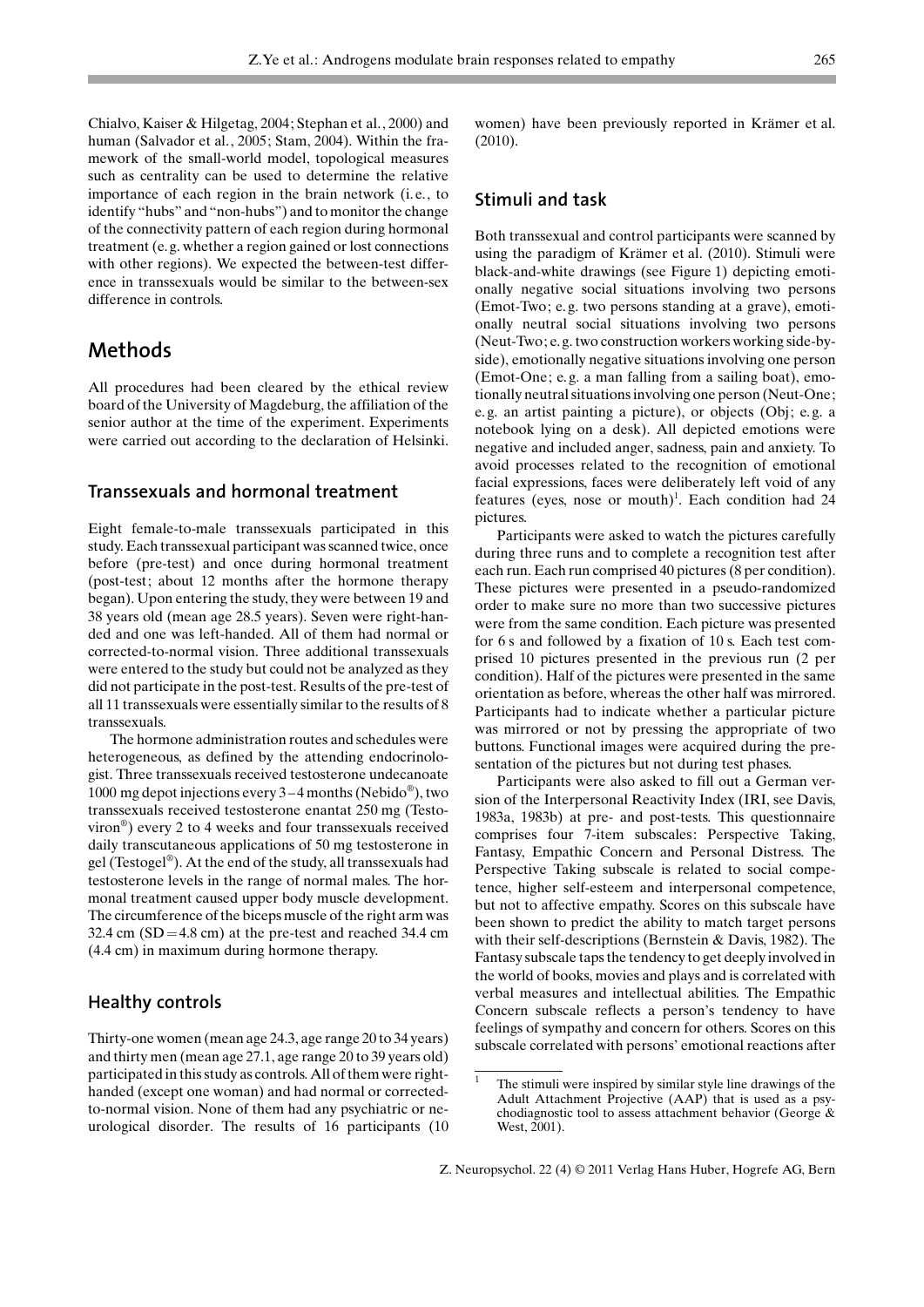Chialvo, Kaiser & Hilgetag, 2004; Stephan et al., 2000) and human (Salvador et al., 2005; Stam, 2004). Within the framework of the small-world model, topological measures such as centrality can be used to determine the relative importance of each region in the brain network (i.e., to identify "hubs" and "non-hubs") and to monitor the change of the connectivity pattern of each region during hormonal treatment (e.g. whether a region gained or lost connections with other regions). We expected the between-test difference in transsexuals would be similar to the between-sex difference in controls.

# Methods

All procedures had been cleared by the ethical review board of the University of Magdeburg, the affiliation of the senior author at the time of the experiment. Experiments were carried out according to the declaration of Helsinki.

## Transsexuals and hormonal treatment

Eight female-to-male transsexuals participated in this study. Each transsexual participant was scanned twice, once before (pre-test) and once during hormonal treatment (post-test; about 12 months after the hormone therapy began). Upon entering the study, they were between 19 and 38 years old (mean age 28.5 years). Seven were right-handed and one was left-handed. All of them had normal or corrected-to-normal vision. Three additional transsexuals were entered to the study but could not be analyzed as they did not participate in the post-test. Results of the pre-test of all 11 transsexuals were essentially similar to the results of 8 transsexuals.

The hormone administration routes and schedules were heterogeneous, as defined by the attending endocrinologist. Three transsexuals received testosterone undecanoate 1000 mg depot injections every 3–4 months (Nebido®), two transsexuals received testosterone enantat 250 mg (Testoviron®) every 2 to 4 weeks and four transsexuals received daily transcutaneous applications of 50 mg testosterone in gel (Testogel®). At the end of the study, all transsexuals had testosterone levels in the range of normal males. The hormonal treatment caused upper body muscle development. The circumference of the biceps muscle of the right arm was 32.4 cm (SD = 4.8 cm) at the pre-test and reached 34.4 cm (4.4 cm) in maximum during hormone therapy.

## Healthy controls

Thirty-one women (mean age 24.3, age range 20 to 34 years) and thirty men (mean age 27.1, age range 20 to 39 years old) participated in this study as controls. All of them were right-handed (except one woman) and had normal or corrected-to-normal vision. None of them had any psychiatric or neurological disorder. The results of 16 participants (10 women) have been previously reported in Krämer et al. (2010).

## Stimuli and task

Both transsexual and control participants were scanned by using the paradigm of Krämer et al. (2010). Stimuli were black-and-white drawings (see Figure 1) depicting emotionally negative social situations involving two persons (Emot-Two; e.g. two persons standing at a grave), emotionally neutral social situations involving two persons (Neut-Two; e.g. two construction workers working side-by-side), emotionally negative situations involving one person (Emot-One; e.g. a man falling from a sailing boat), emotionally neutral situations involving one person (Neut-One; e.g. an artist painting a picture), or objects (Obj; e.g. a notebook lying on a desk). All depicted emotions were negative and included anger, sadness, pain and anxiety. To avoid processes related to the recognition of emotional facial expressions, faces were deliberately left void of any features (eyes, nose or mouth)[1]. Each condition had 24 pictures.

Participants were asked to watch the pictures carefully during three runs and to complete a recognition test after each run. Each run comprised 40 pictures (8 per condition). These pictures were presented in a pseudo-randomized order to make sure no more than two successive pictures were from the same condition. Each picture was presented for 6 s and followed by a fixation of 10 s. Each test comprised 10 pictures presented in the previous run (2 per condition). Half of the pictures were presented in the same orientation as before, whereas the other half was mirrored. Participants had to indicate whether a particular picture was mirrored or not by pressing the appropriate of two buttons. Functional images were acquired during the presentation of the pictures but not during test phases.

Participants were also asked to fill out a German version of the Interpersonal Reactivity Index (IRI, see Davis, 1983a, 1983b) at pre- and post-tests. This questionnaire comprises four 7-item subscales: Perspective Taking, Fantasy, Empathic Concern and Personal Distress. The Perspective Taking subscale is related to social competence, higher self-esteem and interpersonal competence, but not to affective empathy. Scores on this subscale have been shown to predict the ability to match target persons with their self-descriptions (Bernstein & Davis, 1982). The Fantasy subscale taps the tendency to get deeply involved in the world of books, movies and plays and is correlated with verbal measures and intellectual abilities. The Empathic Concern subscale reflects a person's tendency to have feelings of sympathy and concern for others. Scores on this subscale correlated with persons' emotional reactions after

[1] The stimuli were inspired by similar style line drawings of the Adult Attachment Projective (AAP) that is used as a psychodiagnostic tool to assess attachment behavior (George & West, 2001).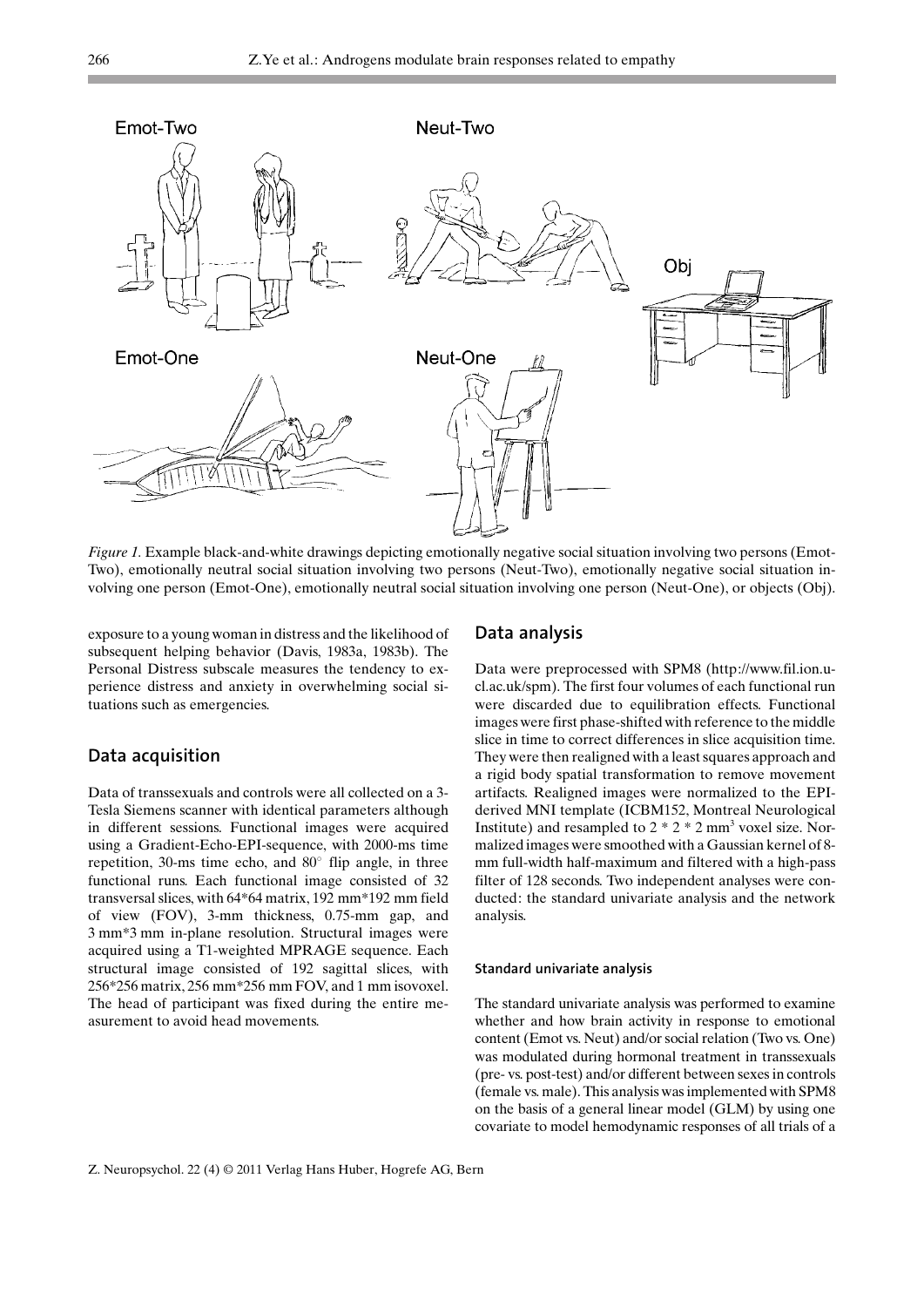*Figure 1.* Example black-and-white drawings depicting emotionally negative social situation involving two persons (Emot-Two), emotionally neutral social situation involving two persons (Neut-Two), emotionally negative social situation involving one person (Emot-One), emotionally neutral social situation involving one person (Neut-One), or objects (Obj).

exposure to a young woman in distress and the likelihood of subsequent helping behavior (Davis, 1983a, 1983b). The Personal Distress subscale measures the tendency to experience distress and anxiety in overwhelming social situations such as emergencies.

## Data acquisition

Data of transsexuals and controls were all collected on a 3-Tesla Siemens scanner with identical parameters although in different sessions. Functional images were acquired using a Gradient-Echo-EPI-sequence, with 2000-ms time repetition, 30-ms time echo, and 80° flip angle, in three functional runs. Each functional image consisted of 32 transversal slices, with 64*64 matrix, 192 mm*192 mm field of view (FOV), 3-mm thickness, 0.75-mm gap, and 3 mm*3 mm in-plane resolution. Structural images were acquired using a T1-weighted MPRAGE sequence. Each structural image consisted of 192 sagittal slices, with 256*256 matrix, 256 mm*256 mm FOV, and 1 mm isovoxel. The head of participant was fixed during the entire measurement to avoid head movements.

## Data analysis

Data were preprocessed with SPM8 (http://www.fil.ion.ucl.ac.uk/spm). The first four volumes of each functional run were discarded due to equilibration effects. Functional images were first phase-shifted with reference to the middle slice in time to correct differences in slice acquisition time. They were then realigned with a least squares approach and a rigid body spatial transformation to remove movement artifacts. Realigned images were normalized to the EPI-derived MNI template (ICBM152, Montreal Neurological Institute) and resampled to 2 * 2 * 2 $mm^3$ voxel size. Normalized images were smoothed with a Gaussian kernel of 8-mm full-width half-maximum and filtered with a high-pass filter of 128 seconds. Two independent analyses were conducted: the standard univariate analysis and the network analysis.

### Standard univariate analysis

The standard univariate analysis was performed to examine whether and how brain activity in response to emotional content (Emot vs. Neut) and/or social relation (Two vs. One) was modulated during hormonal treatment in transsexuals (pre- vs. post-test) and/or different between sexes in controls (female vs. male). This analysis was implemented with SPM8 on the basis of a general linear model (GLM) by using one covariate to model hemodynamic responses of all trials of a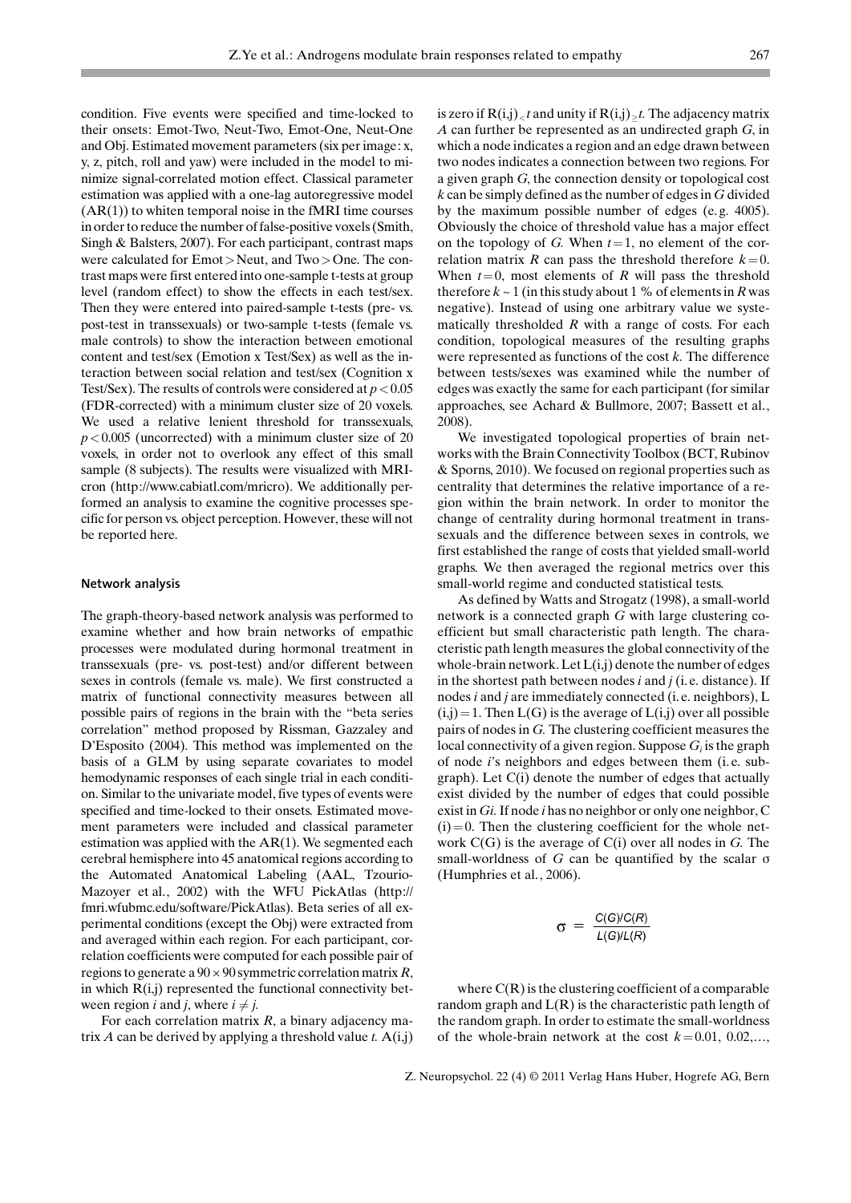condition. Five events were specified and time-locked to their onsets: Emot-Two, Neut-Two, Emot-One, Neut-One and Obj. Estimated movement parameters (six per image: x, y, z, pitch, roll and yaw) were included in the model to minimize signal-correlated motion effect. Classical parameter estimation was applied with a one-lag autoregressive model (AR(1)) to whiten temporal noise in the fMRI time courses in order to reduce the number of false-positive voxels (Smith, Singh & Balsters, 2007). For each participant, contrast maps were calculated for Emot > Neut, and Two > One. The contrast maps were first entered into one-sample t-tests at group level (random effect) to show the effects in each test/sex. Then they were entered into paired-sample t-tests (pre- vs. post-test in transsexuals) or two-sample t-tests (female vs. male controls) to show the interaction between emotional content and test/sex (Emotion x Test/Sex) as well as the interaction between social relation and test/sex (Cognition x Test/Sex). The results of controls were considered at $p < 0.05$ (FDR-corrected) with a minimum cluster size of 20 voxels. We used a relative lenient threshold for transsexuals, $p < 0.005$ (uncorrected) with a minimum cluster size of 20 voxels, in order not to overlook any effect of this small sample (8 subjects). The results were visualized with MRIcron (http://www.cabiatl.com/mricro). We additionally performed an analysis to examine the cognitive processes specific for person vs. object perception. However, these will not be reported here.

#### Network analysis

The graph-theory-based network analysis was performed to examine whether and how brain networks of empathic processes were modulated during hormonal treatment in transsexuals (pre- vs. post-test) and/or different between sexes in controls (female vs. male). We first constructed a matrix of functional connectivity measures between all possible pairs of regions in the brain with the "beta series correlation" method proposed by Rissman, Gazzaley and D'Esposito (2004). This method was implemented on the basis of a GLM by using separate covariates to model hemodynamic responses of each single trial in each condition. Similar to the univariate model, five types of events were specified and time-locked to their onsets. Estimated movement parameters were included and classical parameter estimation was applied with the AR(1). We segmented each cerebral hemisphere into 45 anatomical regions according to the Automated Anatomical Labeling (AAL, Tzourio-Mazoyer et al., 2002) with the WFU PickAtlas (http://fmri.wfubmc.edu/software/PickAtlas). Beta series of all experimental conditions (except the Obj) were extracted from and averaged within each region. For each participant, correlation coefficients were computed for each possible pair of regions to generate a $90 \times 90$ symmetric correlation matrix $R$, in which $R(i,j)$ represented the functional connectivity between region $i$ and $j$, where $i \neq j$.

For each correlation matrix $R$, a binary adjacency matrix $A$ can be derived by applying a threshold value $t$. $A(i,j)$ is zero if $R(i,j) < t$ and unity if $R(i,j) \geq t$. The adjacency matrix $A$ can further be represented as an undirected graph $G$, in which a node indicates a region and an edge drawn between two nodes indicates a connection between two regions. For a given graph $G$, the connection density or topological cost $k$ can be simply defined as the number of edges in $G$ divided by the maximum possible number of edges (e.g. 4005). Obviously the choice of threshold value has a major effect on the topology of $G$. When $t = 1$, no element of the correlation matrix $R$ can pass the threshold therefore $k = 0$. When $t = 0$, most elements of $R$ will pass the threshold therefore $k \sim 1$ (in this study about 1 % of elements in $R$ was negative). Instead of using one arbitrary value we systematically thresholded $R$ with a range of costs. For each condition, topological measures of the resulting graphs were represented as functions of the cost $k$. The difference between tests/sexes was examined while the number of edges was exactly the same for each participant (for similar approaches, see Achard & Bullmore, 2007; Bassett et al., 2008).

We investigated topological properties of brain networks with the Brain Connectivity Toolbox (BCT, Rubinov & Sporns, 2010). We focused on regional properties such as centrality that determines the relative importance of a region within the brain network. In order to monitor the change of centrality during hormonal treatment in transsexuals and the difference between sexes in controls, we first established the range of costs that yielded small-world graphs. We then averaged the regional metrics over this small-world regime and conducted statistical tests.

As defined by Watts and Strogatz (1998), a small-world network is a connected graph $G$ with large clustering coefficient but small characteristic path length. The characteristic path length measures the global connectivity of the whole-brain network. Let $L(i,j)$ denote the number of edges in the shortest path between nodes $i$ and $j$ (i.e. distance). If nodes $i$ and $j$ are immediately connected (i.e. neighbors), $L(i,j) = 1$. Then $L(G)$ is the average of $L(i,j)$ over all possible pairs of nodes in $G$. The clustering coefficient measures the local connectivity of a given region. Suppose $G_i$ is the graph of node $i$'s neighbors and edges between them (i.e. subgraph). Let $C(i)$ denote the number of edges that actually exist divided by the number of edges that could possible exist in $G_i$. If node $i$ has no neighbor or only one neighbor, $C(i) = 0$. Then the clustering coefficient for the whole network $C(G)$ is the average of $C(i)$ over all nodes in $G$. The small-worldness of $G$ can be quantified by the scalar $\sigma$ (Humphries et al., 2006).

$$\sigma = \frac{C(G)/C(R)}{L(G)/L(R)}$$

where $C(R)$ is the clustering coefficient of a comparable random graph and $L(R)$ is the characteristic path length of the random graph. In order to estimate the small-worldness of the whole-brain network at the cost $k = 0.01, 0.02, \ldots,$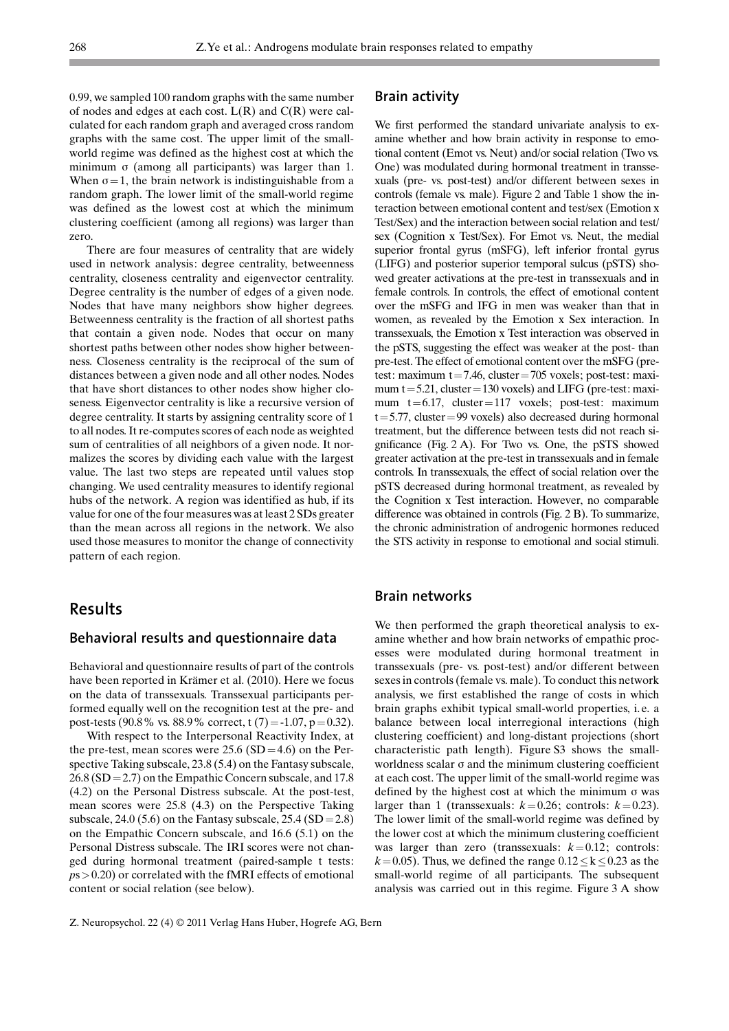0.99, we sampled 100 random graphs with the same number of nodes and edges at each cost. L(R) and C(R) were calculated for each random graph and averaged cross random graphs with the same cost. The upper limit of the small-world regime was defined as the highest cost at which the minimum σ (among all participants) was larger than 1. When $\sigma = 1$, the brain network is indistinguishable from a random graph. The lower limit of the small-world regime was defined as the lowest cost at which the minimum clustering coefficient (among all regions) was larger than zero.

There are four measures of centrality that are widely used in network analysis: degree centrality, betweenness centrality, closeness centrality and eigenvector centrality. Degree centrality is the number of edges of a given node. Nodes that have many neighbors show higher degrees. Betweenness centrality is the fraction of all shortest paths that contain a given node. Nodes that occur on many shortest paths between other nodes show higher betweenness. Closeness centrality is the reciprocal of the sum of distances between a given node and all other nodes. Nodes that have short distances to other nodes show higher closeness. Eigenvector centrality is like a recursive version of degree centrality. It starts by assigning centrality score of 1 to all nodes. It re-computes scores of each node as weighted sum of centralities of all neighbors of a given node. It normalizes the scores by dividing each value with the largest value. The last two steps are repeated until values stop changing. We used centrality measures to identify regional hubs of the network. A region was identified as hub, if its value for one of the four measures was at least 2 SDs greater than the mean across all regions in the network. We also used those measures to monitor the change of connectivity pattern of each region.

## Results

### Behavioral results and questionnaire data

Behavioral and questionnaire results of part of the controls have been reported in Krämer et al. (2010). Here we focus on the data of transsexuals. Transsexual participants performed equally well on the recognition test at the pre- and post-tests (90.8 % vs. 88.9 % correct, $t(7) = -1.07$, $p = 0.32$).

With respect to the Interpersonal Reactivity Index, at the pre-test, mean scores were 25.6 ($SD = 4.6$) on the Perspective Taking subscale, 23.8 (5.4) on the Fantasy subscale, 26.8 ($SD = 2.7$) on the Empathic Concern subscale, and 17.8 (4.2) on the Personal Distress subscale. At the post-test, mean scores were 25.8 (4.3) on the Perspective Taking subscale, 24.0 (5.6) on the Fantasy subscale, 25.4 ($SD = 2.8$) on the Empathic Concern subscale, and 16.6 (5.1) on the Personal Distress subscale. The IRI scores were not changed during hormonal treatment (paired-sample t tests: $ps > 0.20$) or correlated with the fMRI effects of emotional content or social relation (see below).

### Brain activity

We first performed the standard univariate analysis to examine whether and how brain activity in response to emotional content (Emot vs. Neut) and/or social relation (Two vs. One) was modulated during hormonal treatment in transsexuals (pre- vs. post-test) and/or different between sexes in controls (female vs. male). Figure 2 and Table 1 show the interaction between emotional content and test/sex (Emotion x Test/Sex) and the interaction between social relation and test/sex (Cognition x Test/Sex). For Emot vs. Neut, the medial superior frontal gyrus (mSFG), left inferior frontal gyrus (LIFG) and posterior superior temporal sulcus (pSTS) showed greater activations at the pre-test in transsexuals and in female controls. In controls, the effect of emotional content over the mSFG and IFG in men was weaker than that in women, as revealed by the Emotion x Sex interaction. In transsexuals, the Emotion x Test interaction was observed in the pSTS, suggesting the effect was weaker at the post- than pre-test. The effect of emotional content over the mSFG (pre-test: maximum $t = 7.46$, cluster = 705 voxels; post-test: maximum $t = 5.21$, cluster = 130 voxels) and LIFG (pre-test: maximum $t = 6.17$, cluster = 117 voxels; post-test: maximum $t = 5.77$, cluster = 99 voxels) also decreased during hormonal treatment, but the difference between tests did not reach significance (Fig. 2 A). For Two vs. One, the pSTS showed greater activation at the pre-test in transsexuals and in female controls. In transsexuals, the effect of social relation over the pSTS decreased during hormonal treatment, as revealed by the Cognition x Test interaction. However, no comparable difference was obtained in controls (Fig. 2 B). To summarize, the chronic administration of androgenic hormones reduced the STS activity in response to emotional and social stimuli.

### Brain networks

We then performed the graph theoretical analysis to examine whether and how brain networks of empathic processes were modulated during hormonal treatment in transsexuals (pre- vs. post-test) and/or different between sexes in controls (female vs. male). To conduct this network analysis, we first established the range of costs in which brain graphs exhibit typical small-world properties, i. e. a balance between local interregional interactions (high clustering coefficient) and long-distant projections (short characteristic path length). Figure S3 shows the small-worldness scalar σ and the minimum clustering coefficient at each cost. The upper limit of the small-world regime was defined by the highest cost at which the minimum σ was larger than 1 (transsexuals: $k = 0.26$; controls: $k = 0.23$). The lower limit of the small-world regime was defined by the lower cost at which the minimum clustering coefficient was larger than zero (transsexuals: $k = 0.12$; controls: $k = 0.05$). Thus, we defined the range $0.12 \leq k \leq 0.23$ as the small-world regime of all participants. The subsequent analysis was carried out in this regime. Figure 3 A show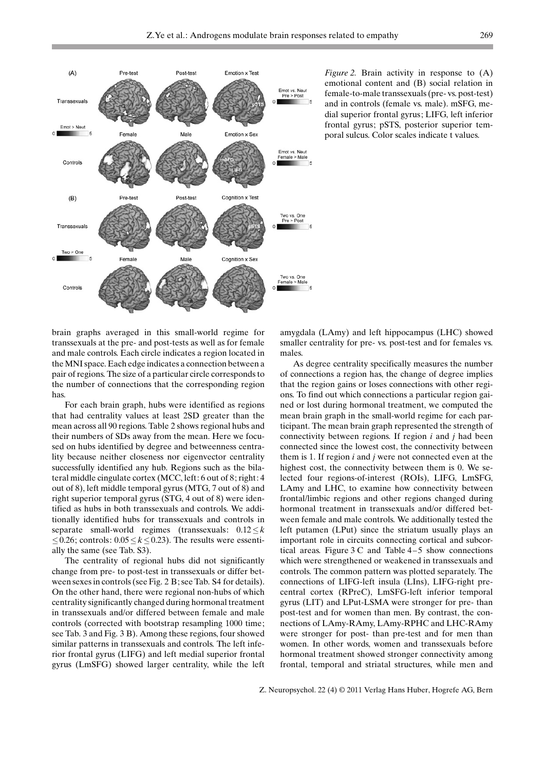*Figure 2.* Brain activity in response to (A) emotional content and (B) social relation in female-to-male transsexuals (pre- vs. post-test) and in controls (female vs. male). mSFG, medial superior frontal gyrus; LIFG, left inferior frontal gyrus; pSTS, posterior superior temporal sulcus. Color scales indicate t values.

brain graphs averaged in this small-world regime for transsexuals at the pre- and post-tests as well as for female and male controls. Each circle indicates a region located in the MNI space. Each edge indicates a connection between a pair of regions. The size of a particular circle corresponds to the number of connections that the corresponding region has.

For each brain graph, hubs were identified as regions that had centrality values at least 2SD greater than the mean across all 90 regions. Table 2 shows regional hubs and their numbers of SDs away from the mean. Here we focused on hubs identified by degree and betweenness centrality because neither closeness nor eigenvector centrality successfully identified any hub. Regions such as the bilateral middle cingulate cortex (MCC, left: 6 out of 8; right: 4 out of 8), left middle temporal gyrus (MTG, 7 out of 8) and right superior temporal gyrus (STG, 4 out of 8) were identified as hubs in both transsexuals and controls. We additionally identified hubs for transsexuals and controls in separate small-world regimes (transsexuals: $0.12 \leq k \leq 0.26$; controls: $0.05 \leq k \leq 0.23$). The results were essentially the same (see Tab. S3).

The centrality of regional hubs did not significantly change from pre- to post-test in transsexuals or differ between sexes in controls (see Fig. 2 B; see Tab. S4 for details). On the other hand, there were regional non-hubs of which centrality significantly changed during hormonal treatment in transsexuals and/or differed between female and male controls (corrected with bootstrap resampling 1000 time; see Tab. 3 and Fig. 3 B). Among these regions, four showed similar patterns in transsexuals and controls. The left inferior frontal gyrus (LIFG) and left medial superior frontal gyrus (LmSFG) showed larger centrality, while the left amygdala (LAmy) and left hippocampus (LHC) showed smaller centrality for pre- vs. post-test and for females vs. males.

As degree centrality specifically measures the number of connections a region has, the change of degree implies that the region gains or loses connections with other regions. To find out which connections a particular region gained or lost during hormonal treatment, we computed the mean brain graph in the small-world regime for each participant. The mean brain graph represented the strength of connectivity between regions. If region $i$ and $j$ had been connected since the lowest cost, the connectivity between them is 1. If region $i$ and $j$ were not connected even at the highest cost, the connectivity between them is 0. We selected four regions-of-interest (ROIs), LIFG, LmSFG, LAmy and LHC, to examine how connectivity between frontal/limbic regions and other regions changed during hormonal treatment in transsexuals and/or differed between female and male controls. We additionally tested the left putamen (LPut) since the striatum usually plays an important role in circuits connecting cortical and subcortical areas. Figure 3 C and Table 4–5 show connections which were strengthened or weakened in transsexuals and controls. The common pattern was plotted separately. The connections of LIFG-left insula (LIns), LIFG-right precentral cortex (RPreC), LmSFG-left inferior temporal gyrus (LIT) and LPut-LSMA were stronger for pre- than post-test and for women than men. By contrast, the connections of LAmy-RAmy, LAmy-RPHC and LHC-RAmy were stronger for post- than pre-test and for men than women. In other words, women and transsexuals before hormonal treatment showed stronger connectivity among frontal, temporal and striatal structures, while men and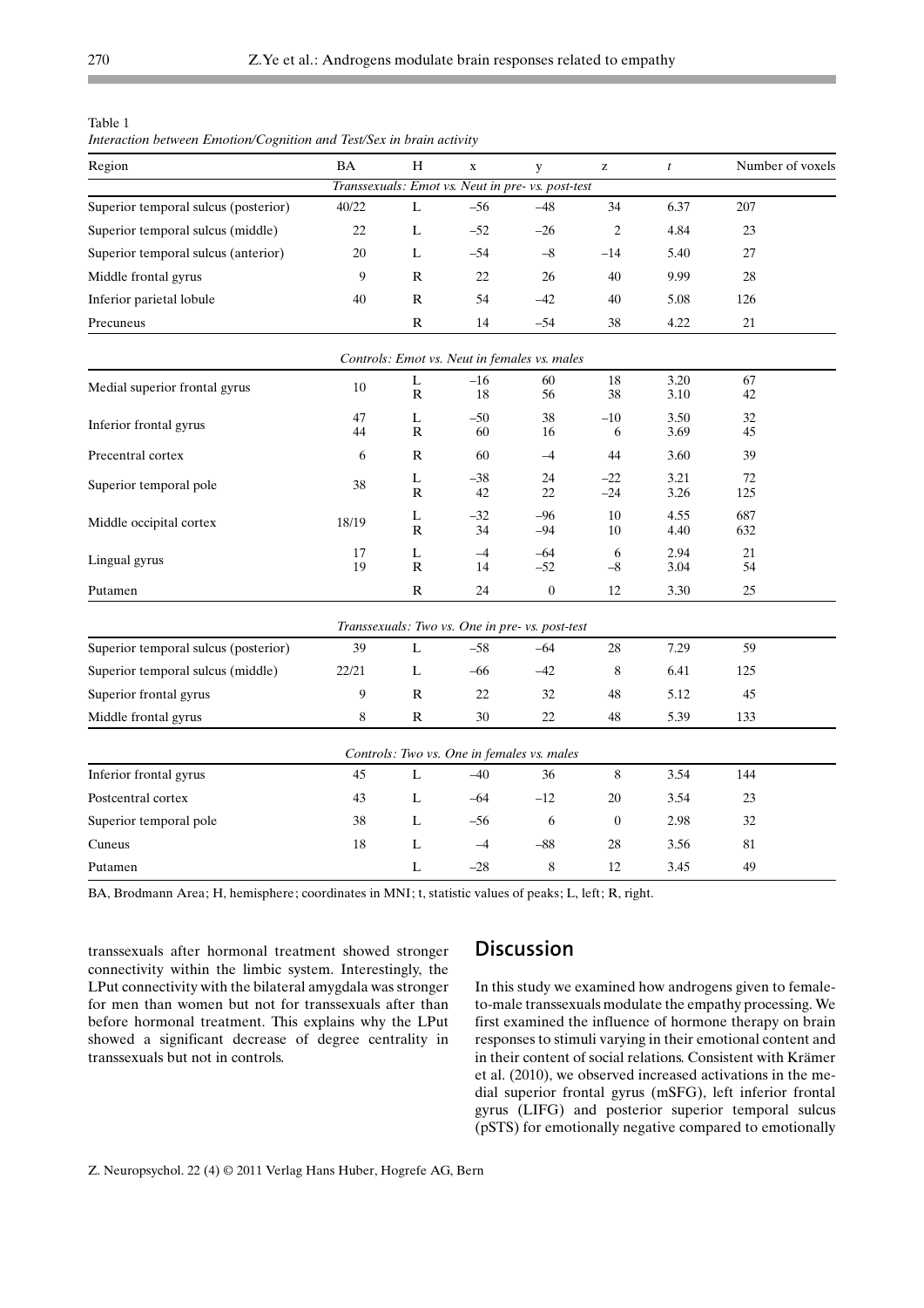Table 1
*Interaction between Emotion/Cognition and Test/Sex in brain activity*

| Region | BA | H | x | y | z | *t* | Number of voxels |
|---|---|---|---|---|---|---|---|
| *Transsexuals: Emot vs. Neut in pre- vs. post-test* | | | | | | | |
| Superior temporal sulcus (posterior) | 40/22 | L | –56 | –48 | 34 | 6.37 | 207 |
| Superior temporal sulcus (middle) | 22 | L | –52 | –26 | 2 | 4.84 | 23 |
| Superior temporal sulcus (anterior) | 20 | L | –54 | –8 | –14 | 5.40 | 27 |
| Middle frontal gyrus | 9 | R | 22 | 26 | 40 | 9.99 | 28 |
| Inferior parietal lobule | 40 | R | 54 | –42 | 40 | 5.08 | 126 |
| Precuneus | | R | 14 | –54 | 38 | 4.22 | 21 |
| *Controls: Emot vs. Neut in females vs. males* | | | | | | | |
| Medial superior frontal gyrus | 10 | L | –16 | 60 | 18 | 3.20 | 67 |
| | | R | 18 | 56 | 38 | 3.10 | 42 |
| Inferior frontal gyrus | 47 | L | –50 | 38 | –10 | 3.50 | 32 |
| | 44 | R | 60 | 16 | 6 | 3.69 | 45 |
| Precentral cortex | 6 | R | 60 | –4 | 44 | 3.60 | 39 |
| Superior temporal pole | 38 | L | –38 | 24 | –22 | 3.21 | 72 |
| | | R | 42 | 22 | –24 | 3.26 | 125 |
| Middle occipital cortex | 18/19 | L | –32 | –96 | 10 | 4.55 | 687 |
| | | R | 34 | –94 | 10 | 4.40 | 632 |
| Lingual gyrus | 17 | L | –4 | –64 | 6 | 2.94 | 21 |
| | 19 | R | 14 | –52 | –8 | 3.04 | 54 |
| Putamen | | R | 24 | 0 | 12 | 3.30 | 25 |
| *Transsexuals: Two vs. One in pre- vs. post-test* | | | | | | | |
| Superior temporal sulcus (posterior) | 39 | L | –58 | –64 | 28 | 7.29 | 59 |
| Superior temporal sulcus (middle) | 22/21 | L | –66 | –42 | 8 | 6.41 | 125 |
| Superior frontal gyrus | 9 | R | 22 | 32 | 48 | 5.12 | 45 |
| Middle frontal gyrus | 8 | R | 30 | 22 | 48 | 5.39 | 133 |
| *Controls: Two vs. One in females vs. males* | | | | | | | |
| Inferior frontal gyrus | 45 | L | –40 | 36 | 8 | 3.54 | 144 |
| Postcentral cortex | 43 | L | –64 | –12 | 20 | 3.54 | 23 |
| Superior temporal pole | 38 | L | –56 | 6 | 0 | 2.98 | 32 |
| Cuneus | 18 | L | –4 | –88 | 28 | 3.56 | 81 |
| Putamen | | L | –28 | 8 | 12 | 3.45 | 49 |

BA, Brodmann Area; H, hemisphere; coordinates in MNI; t, statistic values of peaks; L, left; R, right.

transsexuals after hormonal treatment showed stronger connectivity within the limbic system. Interestingly, the LPut connectivity with the bilateral amygdala was stronger for men than women but not for transsexuals after than before hormonal treatment. This explains why the LPut showed a significant decrease of degree centrality in transsexuals but not in controls.

## Discussion

In this study we examined how androgens given to female-to-male transsexuals modulate the empathy processing. We first examined the influence of hormone therapy on brain responses to stimuli varying in their emotional content and in their content of social relations. Consistent with Krämer et al. (2010), we observed increased activations in the medial superior frontal gyrus (mSFG), left inferior frontal gyrus (LIFG) and posterior superior temporal sulcus (pSTS) for emotionally negative compared to emotionally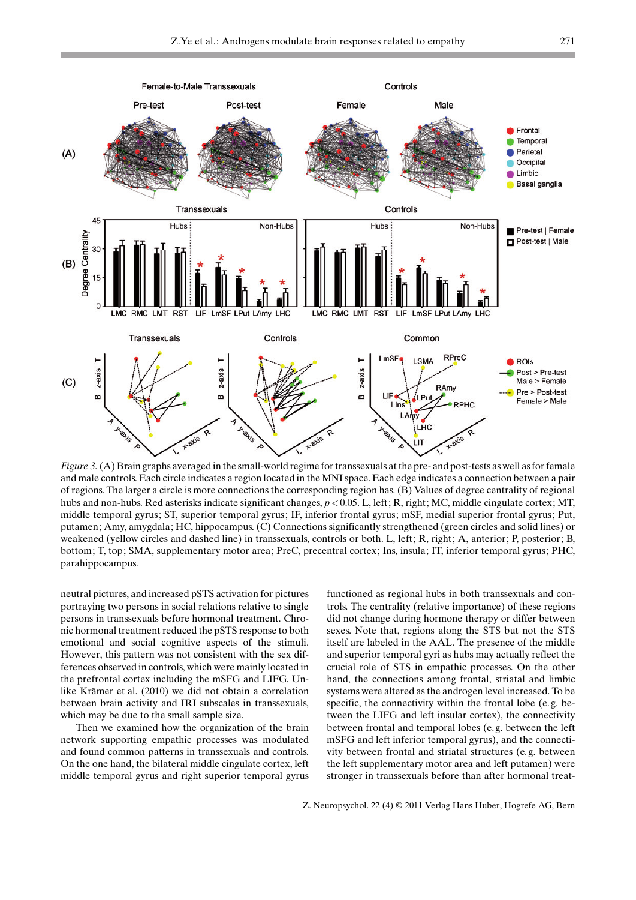*Figure 3.* (A) Brain graphs averaged in the small-world regime for transsexuals at the pre- and post-tests as well as for female and male controls. Each circle indicates a region located in the MNI space. Each edge indicates a connection between a pair of regions. The larger a circle is more connections the corresponding region has. (B) Values of degree centrality of regional hubs and non-hubs. Red asterisks indicate significant changes, $p < 0.05$. L, left; R, right; MC, middle cingulate cortex; MT, middle temporal gyrus; ST, superior temporal gyrus; IF, inferior frontal gyrus; mSF, medial superior frontal gyrus; Put, putamen; Amy, amygdala; HC, hippocampus. (C) Connections significantly strengthened (green circles and solid lines) or weakened (yellow circles and dashed line) in transsexuals, controls or both. L, left; R, right; A, anterior; P, posterior; B, bottom; T, top; SMA, supplementary motor area; PreC, precentral cortex; Ins, insula; IT, inferior temporal gyrus; PHC, parahippocampus.

neutral pictures, and increased pSTS activation for pictures portraying two persons in social relations relative to single persons in transsexuals before hormonal treatment. Chronic hormonal treatment reduced the pSTS response to both emotional and social cognitive aspects of the stimuli. However, this pattern was not consistent with the sex differences observed in controls, which were mainly located in the prefrontal cortex including the mSFG and LIFG. Unlike Krämer et al. (2010) we did not obtain a correlation between brain activity and IRI subscales in transsexuals, which may be due to the small sample size.

Then we examined how the organization of the brain network supporting empathic processes was modulated and found common patterns in transsexuals and controls. On the one hand, the bilateral middle cingulate cortex, left middle temporal gyrus and right superior temporal gyrus functioned as regional hubs in both transsexuals and controls. The centrality (relative importance) of these regions did not change during hormone therapy or differ between sexes. Note that, regions along the STS but not the STS itself are labeled in the AAL. The presence of the middle and superior temporal gyri as hubs may actually reflect the crucial role of STS in empathic processes. On the other hand, the connections among frontal, striatal and limbic systems were altered as the androgen level increased. To be specific, the connectivity within the frontal lobe (e.g. between the LIFG and left insular cortex), the connectivity between frontal and temporal lobes (e.g. between the left mSFG and left inferior temporal gyrus), and the connectivity between frontal and striatal structures (e.g. between the left supplementary motor area and left putamen) were stronger in transsexuals before than after hormonal treat-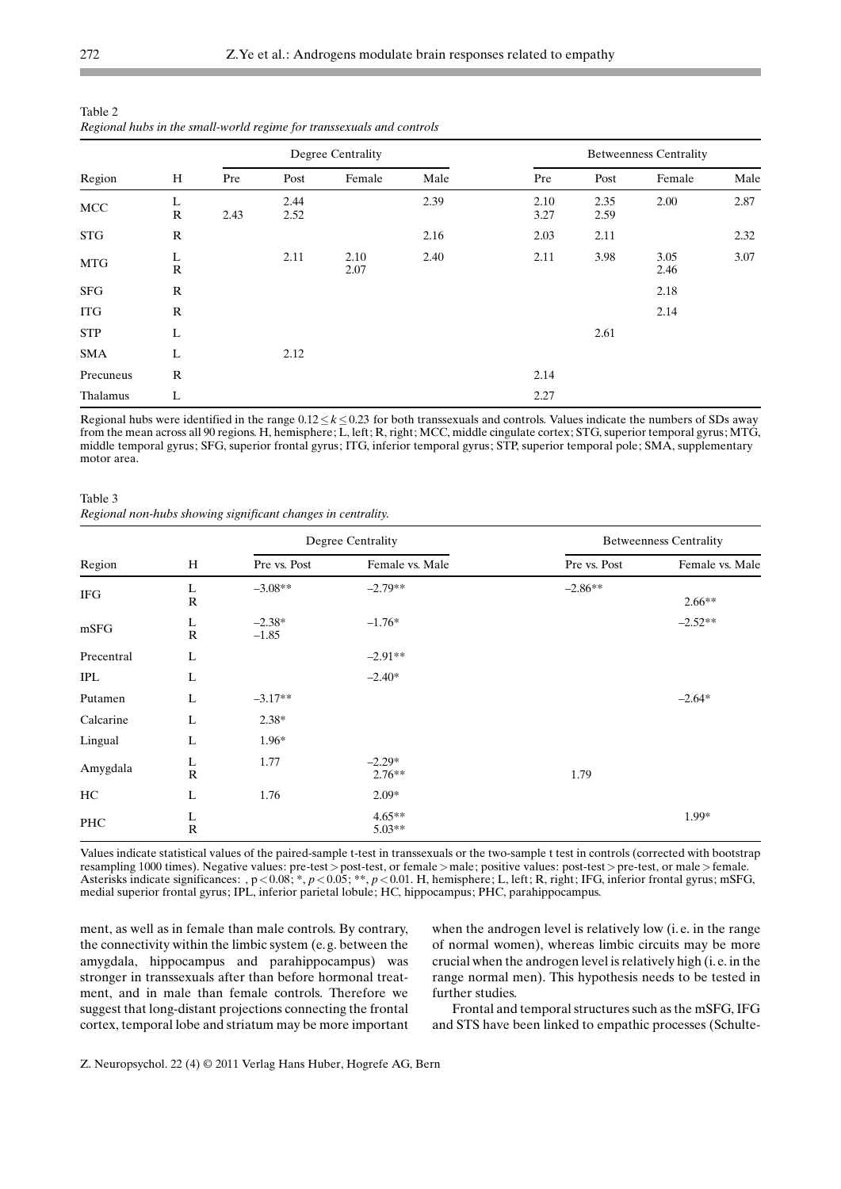Table 2
*Regional hubs in the small-world regime for transsexuals and controls*

| Region | H | Degree Centrality | | | | Betweenness Centrality | | | |
|---|---|---|---|---|---|---|---|---|---|
| | | Pre | Post | Female | Male | Pre | Post | Female | Male |
| MCC | L | | 2.44 | | 2.39 | 2.10 | 2.35 | 2.00 | 2.87 |
| | R | 2.43 | 2.52 | | | 3.27 | 2.59 | | |
| STG | R | | | | 2.16 | 2.03 | 2.11 | | 2.32 |
| MTG | L | | 2.11 | 2.10 | 2.40 | 2.11 | 3.98 | 3.05 | 3.07 |
| | R | | | 2.07 | | | | 2.46 | |
| SFG | R | | | | | | | 2.18 | |
| ITG | R | | | | | | | 2.14 | |
| STP | L | | | | | | 2.61 | | |
| SMA | L | | 2.12 | | | | | | |
| Precuneus | R | | | | | 2.14 | | | |
| Thalamus | L | | | | | 2.27 | | | |

Regional hubs were identified in the range $0.12 \leq k \leq 0.23$ for both transsexuals and controls. Values indicate the numbers of SDs away from the mean across all 90 regions. H, hemisphere; L, left; R, right; MCC, middle cingulate cortex; STG, superior temporal gyrus; MTG, middle temporal gyrus; SFG, superior frontal gyrus; ITG, inferior temporal gyrus; STP, superior temporal pole; SMA, supplementary motor area.

Table 3
*Regional non-hubs showing significant changes in centrality.*

| Region | H | Degree Centrality | | Betweenness Centrality | |
|---|---|---|---|---|---|
| | | Pre vs. Post | Female vs. Male | Pre vs. Post | Female vs. Male |
| IFG | L | –3.08** | –2.79** | –2.86** | |
| | R | | | | 2.66** |
| mSFG | L | –2.38* | –1.76* | | –2.52** |
| | R | –1.85 | | | |
| Precentral | L | | –2.91** | | |
| IPL | L | | –2.40* | | |
| Putamen | L | –3.17** | | | –2.64* |
| Calcarine | L | 2.38* | | | |
| Lingual | L | 1.96* | | | |
| Amygdala | L | 1.77 | –2.29* | | |
| | R | | 2.76** | 1.79 | |
| HC | L | 1.76 | 2.09* | | |
| PHC | L | | 4.65** | | 1.99* |
| | R | | 5.03** | | |

Values indicate statistical values of the paired-sample t-test in transsexuals or the two-sample t test in controls (corrected with bootstrap resampling 1000 times). Negative values: pre-test > post-test, or female > male; positive values: post-test > pre-test, or male > female. Asterisks indicate significances: , $p < 0.08$; *, $p < 0.05$; **, $p < 0.01$. H, hemisphere; L, left; R, right; IFG, inferior frontal gyrus; mSFG, medial superior frontal gyrus; IPL, inferior parietal lobule; HC, hippocampus; PHC, parahippocampus.

ment, as well as in female than male controls. By contrary, the connectivity within the limbic system (e.g. between the amygdala, hippocampus and parahippocampus) was stronger in transsexuals after than before hormonal treatment, and in male than female controls. Therefore we suggest that long-distant projections connecting the frontal cortex, temporal lobe and striatum may be more important when the androgen level is relatively low (i.e. in the range of normal women), whereas limbic circuits may be more crucial when the androgen level is relatively high (i.e. in the range normal men). This hypothesis needs to be tested in further studies.

Frontal and temporal structures such as the mSFG, IFG and STS have been linked to empathic processes (Schulte-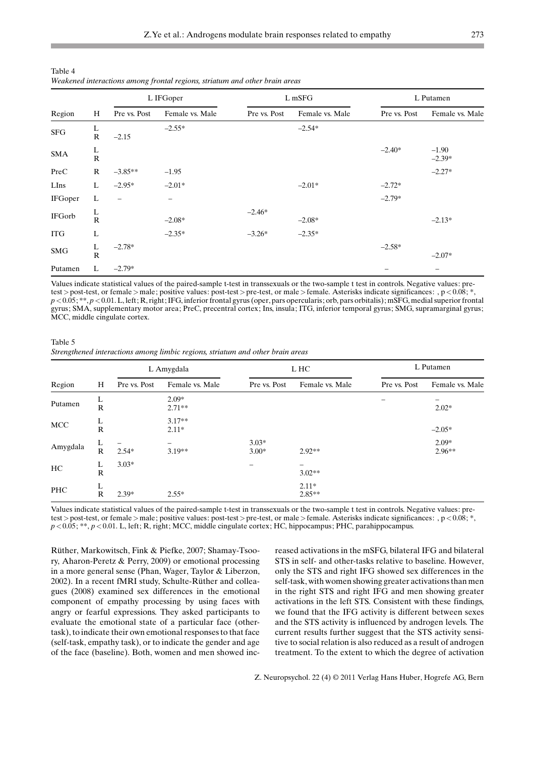Table 4
*Weakened interactions among frontal regions, striatum and other brain areas*

| Region | H | L IFGoper | | L mSFG | | L Putamen | |
|---|---|---|---|---|---|---|---|
| | | Pre vs. Post | Female vs. Male | Pre vs. Post | Female vs. Male | Pre vs. Post | Female vs. Male |
| SFG | L | | –2.55* | | –2.54* | | |
| | R | –2.15 | | | | | |
| SMA | L | | | | | –2.40* | –1.90 |
| | R | | | | | | –2.39* |
| PreC | R | –3.85** | –1.95 | | | | –2.27* |
| LIns | L | –2.95* | –2.01* | | –2.01* | –2.72* | |
| IFGoper | L | – | – | | | –2.79* | |
| IFGorb | L | | | –2.46* | | | |
| | R | | –2.08* | | –2.08* | | –2.13* |
| ITG | L | | –2.35* | –3.26* | –2.35* | | |
| SMG | L | –2.78* | | | | –2.58* | |
| | R | | | | | | –2.07* |
| Putamen | L | –2.79* | | | | – | – |

Values indicate statistical values of the paired-sample t-test in transsexuals or the two-sample t test in controls. Negative values: pre-test > post-test, or female > male; positive values: post-test > pre-test, or male > female. Asterisks indicate significances: , $p < 0.08$; *, $p < 0.05$; **, $p < 0.01$. L, left; R, right; IFG, inferior frontal gyrus (oper, pars opercularis; orb, pars orbitalis); mSFG, medial superior frontal gyrus; SMA, supplementary motor area; PreC, precentral cortex; Ins, insula; ITG, inferior temporal gyrus; SMG, supramarginal gyrus; MCC, middle cingulate cortex.

Table 5
*Strengthened interactions among limbic regions, striatum and other brain areas*

| Region | H | L Amygdala | | L HC | | L Putamen | |
|---|---|---|---|---|---|---|---|
| | | Pre vs. Post | Female vs. Male | Pre vs. Post | Female vs. Male | Pre vs. Post | Female vs. Male |
| Putamen | L | | 2.09* | | | – | – |
| | R | | 2.71** | | | | 2.02* |
| MCC | L | | 3.17** | | | | |
| | R | | 2.11* | | | | –2.05* |
| Amygdala | L | – | – | 3.03* | | | 2.09* |
| | R | 2.54* | 3.19** | 3.00* | 2.92** | | 2.96** |
| HC | L | 3.03* | | – | – | | |
| | R | | | | 3.02** | | |
| PHC | L | | | | 2.11* | | |
| | R | 2.39* | 2.55* | | 2.85** | | |

Values indicate statistical values of the paired-sample t-test in transsexuals or the two-sample t test in controls. Negative values: pre-test > post-test, or female > male; positive values: post-test > pre-test, or male > female. Asterisks indicate significances: , $p < 0.08$; *, $p < 0.05$; **, $p < 0.01$. L, left; R, right; MCC, middle cingulate cortex; HC, hippocampus; PHC, parahippocampus.

Rüther, Markowitsch, Fink & Piefke, 2007; Shamay-Tsoory, Aharon-Peretz & Perry, 2009) or emotional processing in a more general sense (Phan, Wager, Taylor & Liberzon, 2002). In a recent fMRI study, Schulte-Rüther and colleagues (2008) examined sex differences in the emotional component of empathy processing by using faces with angry or fearful expressions. They asked participants to evaluate the emotional state of a particular face (other-task), to indicate their own emotional responses to that face (self-task, empathy task), or to indicate the gender and age of the face (baseline). Both, women and men showed increased activations in the mSFG, bilateral IFG and bilateral STS in self- and other-tasks relative to baseline. However, only the STS and right IFG showed sex differences in the self-task, with women showing greater activations than men in the right STS and right IFG and men showing greater activations in the left STS. Consistent with these findings, we found that the IFG activity is different between sexes and the STS activity is influenced by androgen levels. The current results further suggest that the STS activity sensitive to social relation is also reduced as a result of androgen treatment. To the extent to which the degree of activation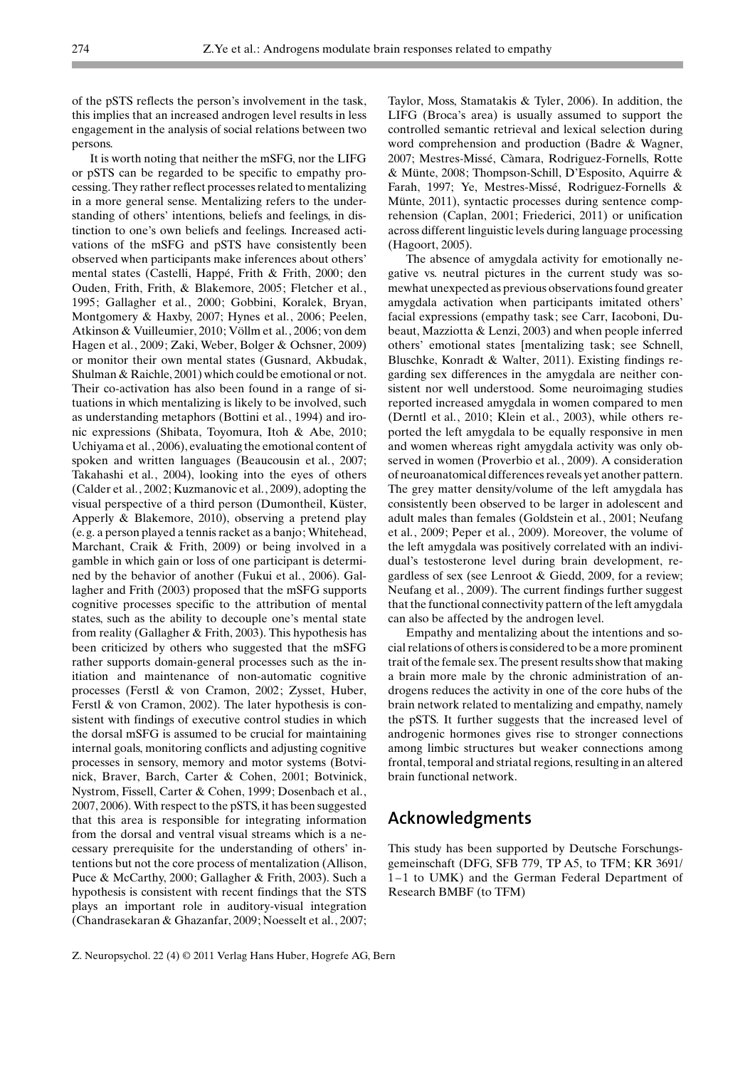of the pSTS reflects the person's involvement in the task, this implies that an increased androgen level results in less engagement in the analysis of social relations between two persons.

It is worth noting that neither the mSFG, nor the LIFG or pSTS can be regarded to be specific to empathy processing. They rather reflect processes related to mentalizing in a more general sense. Mentalizing refers to the understanding of others' intentions, beliefs and feelings, in distinction to one's own beliefs and feelings. Increased activations of the mSFG and pSTS have consistently been observed when participants make inferences about others' mental states (Castelli, Happé, Frith & Frith, 2000; den Ouden, Frith, Frith, & Blakemore, 2005; Fletcher et al., 1995; Gallagher et al., 2000; Gobbini, Koralek, Bryan, Montgomery & Haxby, 2007; Hynes et al., 2006; Peelen, Atkinson & Vuilleumier, 2010; Völlm et al., 2006; von dem Hagen et al., 2009; Zaki, Weber, Bolger & Ochsner, 2009) or monitor their own mental states (Gusnard, Akbudak, Shulman & Raichle, 2001) which could be emotional or not. Their co-activation has also been found in a range of situations in which mentalizing is likely to be involved, such as understanding metaphors (Bottini et al., 1994) and ironic expressions (Shibata, Toyomura, Itoh & Abe, 2010; Uchiyama et al., 2006), evaluating the emotional content of spoken and written languages (Beaucousin et al., 2007; Takahashi et al., 2004), looking into the eyes of others (Calder et al., 2002; Kuzmanovic et al., 2009), adopting the visual perspective of a third person (Dumontheil, Küster, Apperly & Blakemore, 2010), observing a pretend play (e. g. a person played a tennis racket as a banjo; Whitehead, Marchant, Craik & Frith, 2009) or being involved in a gamble in which gain or loss of one participant is determined by the behavior of another (Fukui et al., 2006). Gallagher and Frith (2003) proposed that the mSFG supports cognitive processes specific to the attribution of mental states, such as the ability to decouple one's mental state from reality (Gallagher & Frith, 2003). This hypothesis has been criticized by others who suggested that the mSFG rather supports domain-general processes such as the initiation and maintenance of non-automatic cognitive processes (Ferstl & von Cramon, 2002; Zysset, Huber, Ferstl & von Cramon, 2002). The later hypothesis is consistent with findings of executive control studies in which the dorsal mSFG is assumed to be crucial for maintaining internal goals, monitoring conflicts and adjusting cognitive processes in sensory, memory and motor systems (Botvinick, Braver, Barch, Carter & Cohen, 2001; Botvinick, Nystrom, Fissell, Carter & Cohen, 1999; Dosenbach et al., 2007, 2006). With respect to the pSTS, it has been suggested that this area is responsible for integrating information from the dorsal and ventral visual streams which is a necessary prerequisite for the understanding of others' intentions but not the core process of mentalization (Allison, Puce & McCarthy, 2000; Gallagher & Frith, 2003). Such a hypothesis is consistent with recent findings that the STS plays an important role in auditory-visual integration (Chandrasekaran & Ghazanfar, 2009; Noesselt et al., 2007; Taylor, Moss, Stamatakis & Tyler, 2006). In addition, the LIFG (Broca's area) is usually assumed to support the controlled semantic retrieval and lexical selection during word comprehension and production (Badre & Wagner, 2007; Mestres-Missé, Càmara, Rodriguez-Fornells, Rotte & Münte, 2008; Thompson-Schill, D'Esposito, Aquirre & Farah, 1997; Ye, Mestres-Missé, Rodriguez-Fornells & Münte, 2011), syntactic processes during sentence comprehension (Caplan, 2001; Friederici, 2011) or unification across different linguistic levels during language processing (Hagoort, 2005).

The absence of amygdala activity for emotionally negative vs. neutral pictures in the current study was somewhat unexpected as previous observations found greater amygdala activation when participants imitated others' facial expressions (empathy task; see Carr, Iacoboni, Dubeaut, Mazziotta & Lenzi, 2003) and when people inferred others' emotional states [mentalizing task; see Schnell, Bluschke, Konradt & Walter, 2011). Existing findings regarding sex differences in the amygdala are neither consistent nor well understood. Some neuroimaging studies reported increased amygdala in women compared to men (Derntl et al., 2010; Klein et al., 2003), while others reported the left amygdala to be equally responsive in men and women whereas right amygdala activity was only observed in women (Proverbio et al., 2009). A consideration of neuroanatomical differences reveals yet another pattern. The grey matter density/volume of the left amygdala has consistently been observed to be larger in adolescent and adult males than females (Goldstein et al., 2001; Neufang et al., 2009; Peper et al., 2009). Moreover, the volume of the left amygdala was positively correlated with an individual's testosterone level during brain development, regardless of sex (see Lenroot & Giedd, 2009, for a review; Neufang et al., 2009). The current findings further suggest that the functional connectivity pattern of the left amygdala can also be affected by the androgen level.

Empathy and mentalizing about the intentions and social relations of others is considered to be a more prominent trait of the female sex. The present results show that making a brain more male by the chronic administration of androgens reduces the activity in one of the core hubs of the brain network related to mentalizing and empathy, namely the pSTS. It further suggests that the increased level of androgenic hormones gives rise to stronger connections among limbic structures but weaker connections among frontal, temporal and striatal regions, resulting in an altered brain functional network.

## Acknowledgments

This study has been supported by Deutsche Forschungsgemeinschaft (DFG, SFB 779, TP A5, to TFM; KR 3691/1–1 to UMK) and the German Federal Department of Research BMBF (to TFM)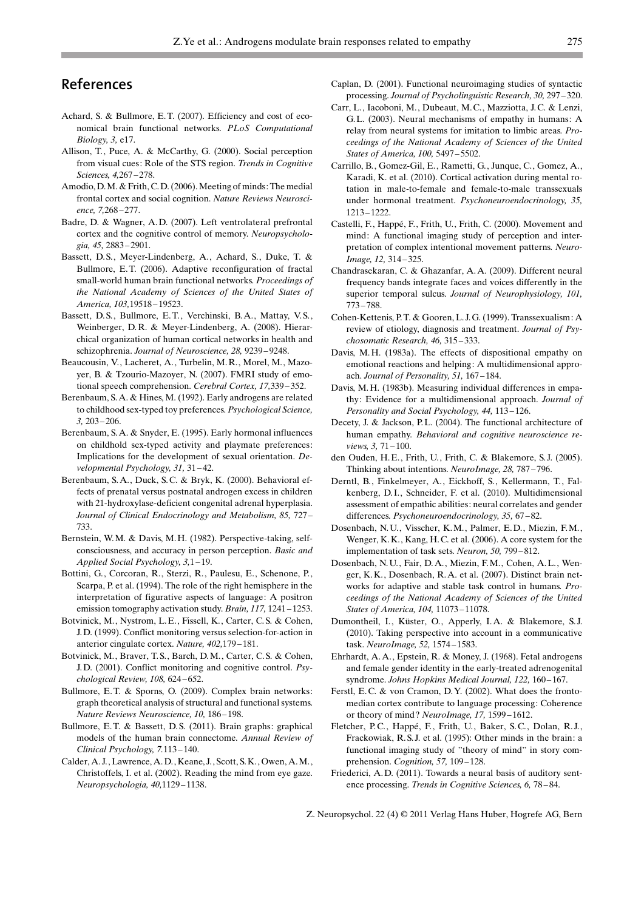## References

Achard, S. & Bullmore, E.T. (2007). Efficiency and cost of economical brain functional networks. *PLoS Computational Biology, 3,* e17.

Allison, T., Puce, A. & McCarthy, G. (2000). Social perception from visual cues: Role of the STS region. *Trends in Cognitive Sciences, 4,*267–278.

Amodio, D.M. & Frith, C.D. (2006). Meeting of minds: The medial frontal cortex and social cognition. *Nature Reviews Neuroscience, 7,*268–277.

Badre, D. & Wagner, A.D. (2007). Left ventrolateral prefrontal cortex and the cognitive control of memory. *Neuropsychologia, 45,* 2883–2901.

Bassett, D.S., Meyer-Lindenberg, A., Achard, S., Duke, T. & Bullmore, E.T. (2006). Adaptive reconfiguration of fractal small-world human brain functional networks. *Proceedings of the National Academy of Sciences of the United States of America, 103,*19518–19523.

Bassett, D.S., Bullmore, E.T., Verchinski, B.A., Mattay, V.S., Weinberger, D.R. & Meyer-Lindenberg, A. (2008). Hierarchical organization of human cortical networks in health and schizophrenia. *Journal of Neuroscience, 28,* 9239–9248.

Beaucousin, V., Lacheret, A., Turbelin, M.R., Morel, M., Mazoyer, B. & Tzourio-Mazoyer, N. (2007). FMRI study of emotional speech comprehension. *Cerebral Cortex, 17,*339–352.

Berenbaum, S.A. & Hines, M. (1992). Early androgens are related to childhood sex-typed toy preferences. *Psychological Science, 3,* 203–206.

Berenbaum, S.A. & Snyder, E. (1995). Early hormonal influences on childhold sex-typed activity and playmate preferences: Implications for the development of sexual orientation. *Developmental Psychology, 31,* 31–42.

Berenbaum, S.A., Duck, S.C. & Bryk, K. (2000). Behavioral effects of prenatal versus postnatal androgen excess in children with 21-hydroxylase-deficient congenital adrenal hyperplasia. *Journal of Clinical Endocrinology and Metabolism, 85,* 727–733.

Bernstein, W.M. & Davis, M.H. (1982). Perspective-taking, self-consciousness, and accuracy in person perception. *Basic and Applied Social Psychology, 3,*1–19.

Bottini, G., Corcoran, R., Sterzi, R., Paulesu, E., Schenone, P., Scarpa, P. et al. (1994). The role of the right hemisphere in the interpretation of figurative aspects of language: A positron emission tomography activation study. *Brain, 117,* 1241–1253.

Botvinick, M., Nystrom, L.E., Fissell, K., Carter, C.S. & Cohen, J.D. (1999). Conflict monitoring versus selection-for-action in anterior cingulate cortex. *Nature, 402,*179–181.

Botvinick, M., Braver, T.S., Barch, D.M., Carter, C.S. & Cohen, J.D. (2001). Conflict monitoring and cognitive control. *Psychological Review, 108,* 624–652.

Bullmore, E.T. & Sporns, O. (2009). Complex brain networks: graph theoretical analysis of structural and functional systems. *Nature Reviews Neuroscience, 10,* 186–198.

Bullmore, E.T. & Bassett, D.S. (2011). Brain graphs: graphical models of the human brain connectome. *Annual Review of Clinical Psychology, 7.*113–140.

Calder, A.J., Lawrence, A.D., Keane, J., Scott, S.K., Owen, A.M., Christoffels, I. et al. (2002). Reading the mind from eye gaze. *Neuropsychologia, 40,*1129–1138.

Caplan, D. (2001). Functional neuroimaging studies of syntactic processing. *Journal of Psycholinguistic Research, 30,* 297–320.

Carr, L., Iacoboni, M., Dubeaut, M.C., Mazziotta, J.C. & Lenzi, G.L. (2003). Neural mechanisms of empathy in humans: A relay from neural systems for imitation to limbic areas. *Proceedings of the National Academy of Sciences of the United States of America, 100,* 5497–5502.

Carrillo, B., Gomez-Gil, E., Rametti, G., Junque, C., Gomez, A., Karadi, K. et al. (2010). Cortical activation during mental rotation in male-to-female and female-to-male transsexuals under hormonal treatment. *Psychoneuroendocrinology, 35,* 1213–1222.

Castelli, F., Happé, F., Frith, U., Frith, C. (2000). Movement and mind: A functional imaging study of perception and interpretation of complex intentional movement patterns. *NeuroImage, 12,* 314–325.

Chandrasekaran, C. & Ghazanfar, A.A. (2009). Different neural frequency bands integrate faces and voices differently in the superior temporal sulcus. *Journal of Neurophysiology, 101,* 773–788.

Cohen-Kettenis, P.T. & Gooren, L.J.G. (1999). Transsexualism: A review of etiology, diagnosis and treatment. *Journal of Psychosomatic Research, 46,* 315–333.

Davis, M.H. (1983a). The effects of dispositional empathy on emotional reactions and helping: A multidimensional approach. *Journal of Personality, 51,* 167–184.

Davis, M.H. (1983b). Measuring individual differences in empathy: Evidence for a multidimensional approach. *Journal of Personality and Social Psychology, 44,* 113–126.

Decety, J. & Jackson, P.L. (2004). The functional architecture of human empathy. *Behavioral and cognitive neuroscience reviews, 3,* 71–100.

den Ouden, H.E., Frith, U., Frith, C. & Blakemore, S.J. (2005). Thinking about intentions. *NeuroImage, 28,* 787–796.

Derntl, B., Finkelmeyer, A., Eickhoff, S., Kellermann, T., Falkenberg, D.I., Schneider, F. et al. (2010). Multidimensional assessment of empathic abilities: neural correlates and gender differences. *Psychoneuroendocrinology, 35,* 67–82.

Dosenbach, N.U., Visscher, K.M., Palmer, E.D., Miezin, F.M., Wenger, K.K., Kang, H.C. et al. (2006). A core system for the implementation of task sets. *Neuron, 50,* 799–812.

Dosenbach, N.U., Fair, D.A., Miezin, F.M., Cohen, A.L., Wenger, K.K., Dosenbach, R.A. et al. (2007). Distinct brain networks for adaptive and stable task control in humans. *Proceedings of the National Academy of Sciences of the United States of America, 104,* 11073–11078.

Dumontheil, I., Küster, O., Apperly, I.A. & Blakemore, S.J. (2010). Taking perspective into account in a communicative task. *NeuroImage, 52,* 1574–1583.

Ehrhardt, A.A., Epstein, R. & Money, J. (1968). Fetal androgens and female gender identity in the early-treated adrenogenital syndrome. *Johns Hopkins Medical Journal, 122,* 160–167.

Ferstl, E.C. & von Cramon, D.Y. (2002). What does the frontomedian cortex contribute to language processing: Coherence or theory of mind? *NeuroImage, 17,* 1599–1612.

Fletcher, P.C., Happé, F., Frith, U., Baker, S.C., Dolan, R.J., Frackowiak, R.S.J. et al. (1995): Other minds in the brain: a functional imaging study of "theory of mind" in story comprehension. *Cognition, 57,* 109–128.

Friederici, A.D. (2011). Towards a neural basis of auditory sentence processing. *Trends in Cognitive Sciences, 6,* 78–84.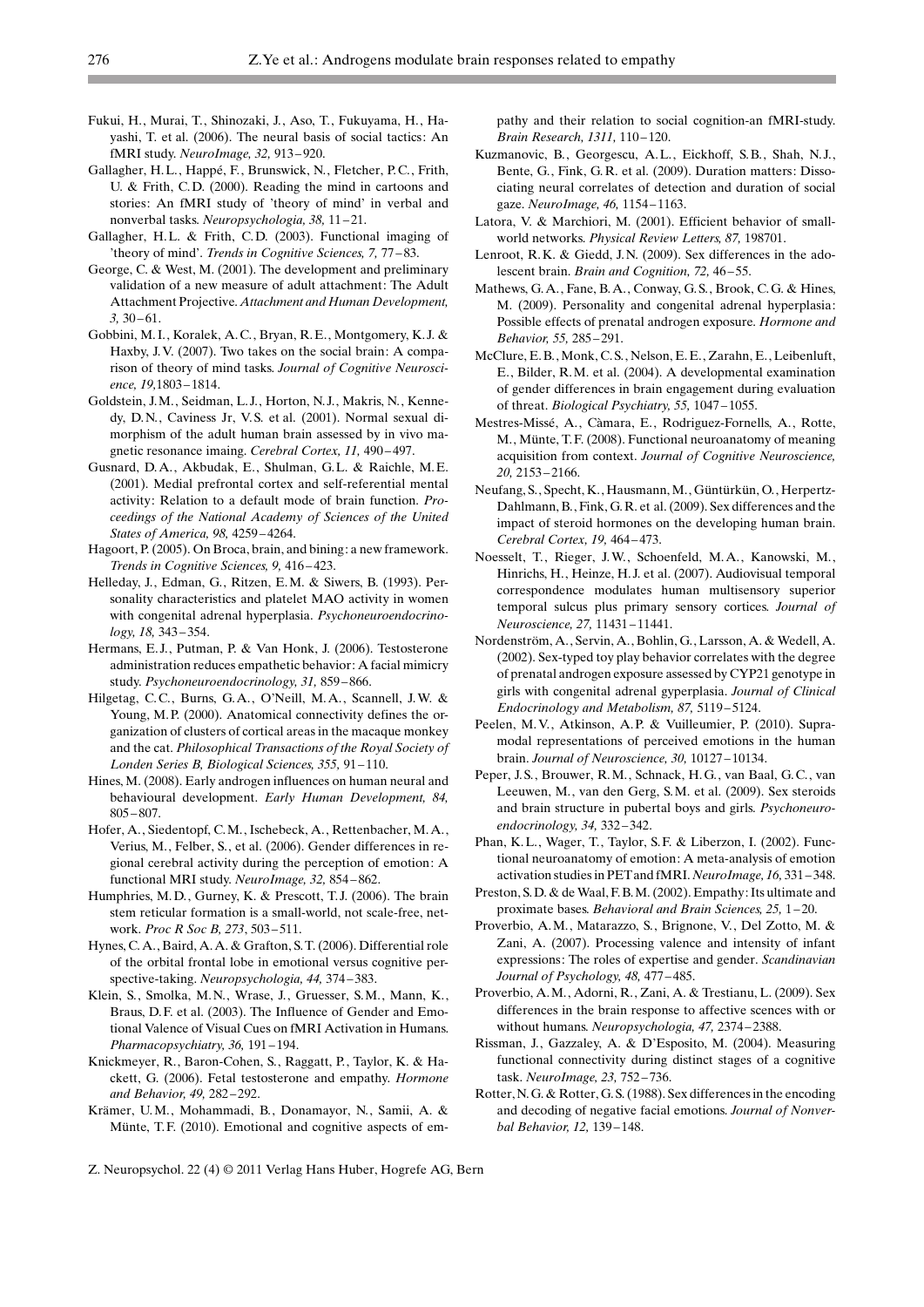Fukui, H., Murai, T., Shinozaki, J., Aso, T., Fukuyama, H., Hayashi, T. et al. (2006). The neural basis of social tactics: An fMRI study. *NeuroImage, 32,* 913–920.

Gallagher, H.L., Happé, F., Brunswick, N., Fletcher, P.C., Frith, U. & Frith, C.D. (2000). Reading the mind in cartoons and stories: An fMRI study of 'theory of mind' in verbal and nonverbal tasks. *Neuropsychologia, 38,* 11–21.

Gallagher, H.L. & Frith, C.D. (2003). Functional imaging of 'theory of mind'. *Trends in Cognitive Sciences, 7,* 77–83.

George, C. & West, M. (2001). The development and preliminary validation of a new measure of adult attachment: The Adult Attachment Projective. *Attachment and Human Development, 3,* 30–61.

Gobbini, M.I., Koralek, A.C., Bryan, R.E., Montgomery, K.J. & Haxby, J.V. (2007). Two takes on the social brain: A comparison of theory of mind tasks. *Journal of Cognitive Neuroscience, 19,*1803–1814.

Goldstein, J.M., Seidman, L.J., Horton, N.J., Makris, N., Kennedy, D.N., Caviness Jr, V.S. et al. (2001). Normal sexual dimorphism of the adult human brain assessed by in vivo magnetic resonance imaing. *Cerebral Cortex, 11,* 490–497.

Gusnard, D.A., Akbudak, E., Shulman, G.L. & Raichle, M.E. (2001). Medial prefrontal cortex and self-referential mental activity: Relation to a default mode of brain function. *Proceedings of the National Academy of Sciences of the United States of America, 98,* 4259–4264.

Hagoort, P. (2005). On Broca, brain, and binding: a new framework. *Trends in Cognitive Sciences, 9,* 416–423.

Helleday, J., Edman, G., Ritzen, E.M. & Siwers, B. (1993). Personality characteristics and platelet MAO activity in women with congenital adrenal hyperplasia. *Psychoneuroendocrinology, 18,* 343–354.

Hermans, E.J., Putman, P. & Van Honk, J. (2006). Testosterone administration reduces empathetic behavior: A facial mimicry study. *Psychoneuroendocrinology, 31,* 859–866.

Hilgetag, C.C., Burns, G.A., O'Neill, M.A., Scannell, J.W. & Young, M.P. (2000). Anatomical connectivity defines the organization of clusters of cortical areas in the macaque monkey and the cat. *Philosophical Transactions of the Royal Society of Londen Series B, Biological Sciences, 355,* 91–110.

Hines, M. (2008). Early androgen influences on human neural and behavioural development. *Early Human Development, 84,* 805–807.

Hofer, A., Siedentopf, C.M., Ischebeck, A., Rettenbacher, M.A., Verius, M., Felber, S., et al. (2006). Gender differences in regional cerebral activity during the perception of emotion: A functional MRI study. *NeuroImage, 32,* 854–862.

Humphries, M.D., Gurney, K. & Prescott, T.J. (2006). The brain stem reticular formation is a small-world, not scale-free, network. *Proc R Soc B, 273*, 503–511.

Hynes, C.A., Baird, A.A. & Grafton, S.T. (2006). Differential role of the orbital frontal lobe in emotional versus cognitive perspective-taking. *Neuropsychologia, 44,* 374–383.

Klein, S., Smolka, M.N., Wrase, J., Gruesser, S.M., Mann, K., Braus, D.F. et al. (2003). The Influence of Gender and Emotional Valence of Visual Cues on fMRI Activation in Humans. *Pharmacopsychiatry, 36,* 191–194.

Knickmeyer, R., Baron-Cohen, S., Raggatt, P., Taylor, K. & Hackett, G. (2006). Fetal testosterone and empathy. *Hormone and Behavior, 49,* 282–292.

Krämer, U.M., Mohammadi, B., Donamayor, N., Samii, A. & Münte, T.F. (2010). Emotional and cognitive aspects of empathy and their relation to social cognition-an fMRI-study. *Brain Research, 1311,* 110–120.

Kuzmanovic, B., Georgescu, A.L., Eickhoff, S.B., Shah, N.J., Bente, G., Fink, G.R. et al. (2009). Duration matters: Dissociating neural correlates of detection and duration of social gaze. *NeuroImage, 46,* 1154–1163.

Latora, V. & Marchiori, M. (2001). Efficient behavior of small-world networks. *Physical Review Letters, 87,* 198701.

Lenroot, R.K. & Giedd, J.N. (2009). Sex differences in the adolescent brain. *Brain and Cognition, 72,* 46–55.

Mathews, G.A., Fane, B.A., Conway, G.S., Brook, C.G. & Hines, M. (2009). Personality and congenital adrenal hyperplasia: Possible effects of prenatal androgen exposure. *Hormone and Behavior, 55,* 285–291.

McClure, E.B., Monk, C.S., Nelson, E.E., Zarahn, E., Leibenluft, E., Bilder, R.M. et al. (2004). A developmental examination of gender differences in brain engagement during evaluation of threat. *Biological Psychiatry, 55,* 1047–1055.

Mestres-Missé, A., Càmara, E., Rodriguez-Fornells, A., Rotte, M., Münte, T.F. (2008). Functional neuroanatomy of meaning acquisition from context. *Journal of Cognitive Neuroscience, 20,* 2153–2166.

Neufang, S., Specht, K., Hausmann, M., Güntürkün, O., Herpertz-Dahlmann, B., Fink, G.R. et al. (2009). Sex differences and the impact of steroid hormones on the developing human brain. *Cerebral Cortex, 19,* 464–473.

Noesselt, T., Rieger, J.W., Schoenfeld, M.A., Kanowski, M., Hinrichs, H., Heinze, H.J. et al. (2007). Audiovisual temporal correspondence modulates human multisensory superior temporal sulcus plus primary sensory cortices. *Journal of Neuroscience, 27,* 11431–11441.

Nordenström, A., Servin, A., Bohlin, G., Larsson, A. & Wedell, A. (2002). Sex-typed toy play behavior correlates with the degree of prenatal androgen exposure assessed by CYP21 genotype in girls with congenital adrenal gyperplasia. *Journal of Clinical Endocrinology and Metabolism, 87,* 5119–5124.

Peelen, M.V., Atkinson, A.P. & Vuilleumier, P. (2010). Supramodal representations of perceived emotions in the human brain. *Journal of Neuroscience, 30,* 10127–10134.

Peper, J.S., Brouwer, R.M., Schnack, H.G., van Baal, G.C., van Leeuwen, M., van den Gerg, S.M. et al. (2009). Sex steroids and brain structure in pubertal boys and girls. *Psychoneuroendocrinology, 34,* 332–342.

Phan, K.L., Wager, T., Taylor, S.F. & Liberzon, I. (2002). Functional neuroanatomy of emotion: A meta-analysis of emotion activation studies in PET and fMRI. *NeuroImage, 16,* 331–348.

Preston, S.D. & de Waal, F.B.M. (2002). Empathy: Its ultimate and proximate bases. *Behavioral and Brain Sciences, 25,* 1–20.

Proverbio, A.M., Matarazzo, S., Brignone, V., Del Zotto, M. & Zani, A. (2007). Processing valence and intensity of infant expressions: The roles of expertise and gender. *Scandinavian Journal of Psychology, 48,* 477–485.

Proverbio, A.M., Adorni, R., Zani, A. & Trestianu, L. (2009). Sex differences in the brain response to affective scences with or without humans. *Neuropsychologia, 47,* 2374–2388.

Rissman, J., Gazzaley, A. & D'Esposito, M. (2004). Measuring functional connectivity during distinct stages of a cognitive task. *NeuroImage, 23,* 752–736.

Rotter, N.G. & Rotter, G.S. (1988). Sex differences in the encoding and decoding of negative facial emotions. *Journal of Nonverbal Behavior, 12,* 139–148.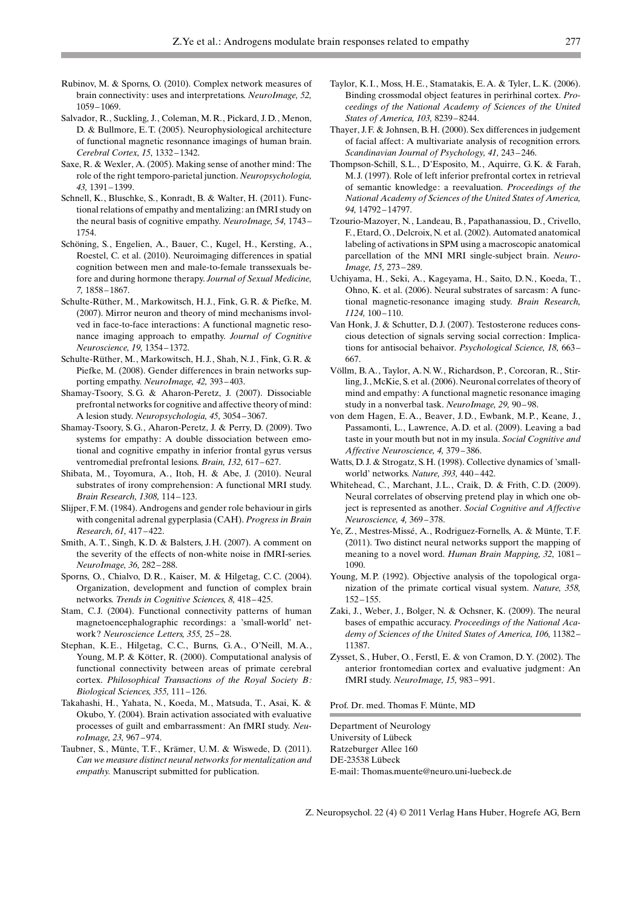Rubinov, M. & Sporns, O. (2010). Complex network measures of brain connectivity: uses and interpretations. *NeuroImage, 52,* 1059–1069.

Salvador, R., Suckling, J., Coleman, M.R., Pickard, J.D., Menon, D. & Bullmore, E.T. (2005). Neurophysiological architecture of functional magnetic resonnance imagings of human brain. *Cerebral Cortex, 15,* 1332–1342.

Saxe, R. & Wexler, A. (2005). Making sense of another mind: The role of the right temporo-parietal junction. *Neuropsychologia, 43,* 1391–1399.

Schnell, K., Bluschke, S., Konradt, B. & Walter, H. (2011). Functional relations of empathy and mentalizing: an fMRI study on the neural basis of cognitive empathy. *NeuroImage, 54,* 1743–1754.

Schöning, S., Engelien, A., Bauer, C., Kugel, H., Kersting, A., Roestel, C. et al. (2010). Neuroimaging differences in spatial cognition between men and male-to-female transsexuals before and during hormone therapy. *Journal of Sexual Medicine, 7,* 1858–1867.

Schulte-Rüther, M., Markowitsch, H.J., Fink, G.R. & Piefke, M. (2007). Mirror neuron and theory of mind mechanisms involved in face-to-face interactions: A functional magnetic resonance imaging approach to empathy. *Journal of Cognitive Neuroscience, 19,* 1354–1372.

Schulte-Rüther, M., Markowitsch, H.J., Shah, N.J., Fink, G.R. & Piefke, M. (2008). Gender differences in brain networks supporting empathy. *NeuroImage, 42,* 393–403.

Shamay-Tsoory, S.G. & Aharon-Peretz, J. (2007). Dissociable prefrontal networks for cognitive and affective theory of mind: A lesion study. *Neuropsychologia, 45,* 3054–3067.

Shamay-Tsoory, S.G., Aharon-Peretz, J. & Perry, D. (2009). Two systems for empathy: A double dissociation between emotional and cognitive empathy in inferior frontal gyrus versus ventromedial prefrontal lesions. *Brain, 132,* 617–627.

Shibata, M., Toyomura, A., Itoh, H. & Abe, J. (2010). Neural substrates of irony comprehension: A functional MRI study. *Brain Research, 1308,* 114–123.

Slijper, F.M. (1984). Androgens and gender role behaviour in girls with congenital adrenal gyperplasia (CAH). *Progress in Brain Research, 61,* 417–422.

Smith, A.T., Singh, K.D. & Balsters, J.H. (2007). A comment on the severity of the effects of non-white noise in fMRI-series. *NeuroImage, 36,* 282–288.

Sporns, O., Chialvo, D.R., Kaiser, M. & Hilgetag, C.C. (2004). Organization, development and function of complex brain networks. *Trends in Cognitive Sciences, 8,* 418–425.

Stam, C.J. (2004). Functional connectivity patterns of human magnetoencephalographic recordings: a 'small-world' network? *Neuroscience Letters, 355,* 25–28.

Stephan, K.E., Hilgetag, C.C., Burns, G.A., O'Neill, M.A., Young, M.P. & Kötter, R. (2000). Computational analysis of functional connectivity between areas of primate cerebral cortex. *Philosophical Transactions of the Royal Society B: Biological Sciences, 355,* 111–126.

Takahashi, H., Yahata, N., Koeda, M., Matsuda, T., Asai, K. & Okubo, Y. (2004). Brain activation associated with evaluative processes of guilt and embarrassment: An fMRI study. *NeuroImage, 23,* 967–974.

Taubner, S., Münte, T.F., Krämer, U.M. & Wiswede, D. (2011). *Can we measure distinct neural networks for mentalization and empathy.* Manuscript submitted for publication.

Taylor, K.I., Moss, H.E., Stamatakis, E.A. & Tyler, L.K. (2006). Binding crossmodal object features in perirhinal cortex. *Proceedings of the National Academy of Sciences of the United States of America, 103,* 8239–8244.

Thayer, J.F. & Johnsen, B.H. (2000). Sex differences in judgement of facial affect: A multivariate analysis of recognition errors. *Scandinavian Journal of Psychology, 41,* 243–246.

Thompson-Schill, S.L., D'Esposito, M., Aquirre, G.K. & Farah, M.J. (1997). Role of left inferior prefrontal cortex in retrieval of semantic knowledge: a reevaluation. *Proceedings of the National Academy of Sciences of the United States of America, 94,* 14792–14797.

Tzourio-Mazoyer, N., Landeau, B., Papathanassiou, D., Crivello, F., Etard, O., Delcroix, N. et al. (2002). Automated anatomical labeling of activations in SPM using a macroscopic anatomical parcellation of the MNI MRI single-subject brain. *NeuroImage, 15,* 273–289.

Uchiyama, H., Seki, A., Kageyama, H., Saito, D.N., Koeda, T., Ohno, K. et al. (2006). Neural substrates of sarcasm: A functional magnetic-resonance imaging study. *Brain Research, 1124,* 100–110.

Van Honk, J. & Schutter, D.J. (2007). Testosterone reduces conscious detection of signals serving social correction: Implications for antisocial behaivor. *Psychological Science, 18,* 663–667.

Völlm, B.A., Taylor, A.N.W., Richardson, P., Corcoran, R., Stirling, J., McKie, S. et al. (2006). Neuronal correlates of theory of mind and empathy: A functional magnetic resonance imaging study in a nonverbal task. *NeuroImage, 29,* 90–98.

von dem Hagen, E.A., Beaver, J.D., Ewbank, M.P., Keane, J., Passamonti, L., Lawrence, A.D. et al. (2009). Leaving a bad taste in your mouth but not in my insula. *Social Cognitive and Affective Neuroscience, 4,* 379–386.

Watts, D.J. & Strogatz, S.H. (1998). Collective dynamics of 'small-world' networks. *Nature, 393,* 440–442.

Whitehead, C., Marchant, J.L., Craik, D. & Frith, C.D. (2009). Neural correlates of observing pretend play in which one object is represented as another. *Social Cognitive and Affective Neuroscience, 4,* 369–378.

Ye, Z., Mestres-Missé, A., Rodriguez-Fornells, A. & Münte, T.F. (2011). Two distinct neural networks support the mapping of meaning to a novel word. *Human Brain Mapping, 32,* 1081–1090.

Young, M.P. (1992). Objective analysis of the topological organization of the primate cortical visual system. *Nature, 358,* 152–155.

Zaki, J., Weber, J., Bolger, N. & Ochsner, K. (2009). The neural bases of empathic accuracy. *Proceedings of the National Academy of Sciences of the United States of America, 106,* 11382–11387.

Zysset, S., Huber, O., Ferstl, E. & von Cramon, D.Y. (2002). The anterior frontomedian cortex and evaluative judgment: An fMRI study. *NeuroImage, 15,* 983–991.

Prof. Dr. med. Thomas F. Münte, MD

Department of Neurology
University of Lübeck
Ratzeburger Allee 160
DE-23538 Lübeck
E-mail: Thomas.muente@neuro.uni-luebeck.de